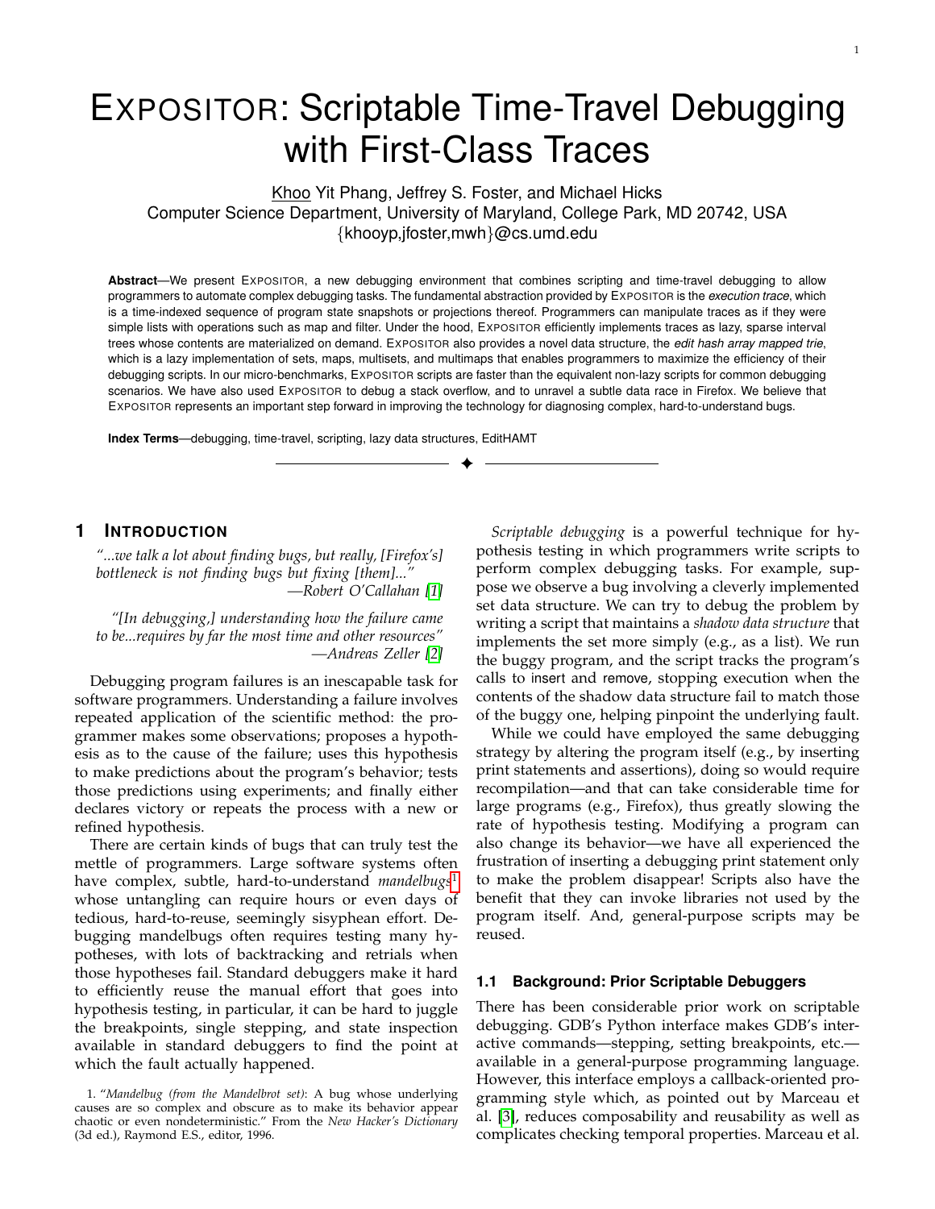# EXPOSITOR: Scriptable Time-Travel Debugging with First-Class Traces

Khoo Yit Phang, Jeffrey S. Foster, and Michael Hicks
Computer Science Department, University of Maryland, College Park, MD 20742, USA
{khooyp,jfoster,mwh}@cs.umd.edu

**Abstract**—We present EXPOSITOR, a new debugging environment that combines scripting and time-travel debugging to allow programmers to automate complex debugging tasks. The fundamental abstraction provided by EXPOSITOR is the *execution trace*, which is a time-indexed sequence of program state snapshots or projections thereof. Programmers can manipulate traces as if they were simple lists with operations such as map and filter. Under the hood, EXPOSITOR efficiently implements traces as lazy, sparse interval trees whose contents are materialized on demand. EXPOSITOR also provides a novel data structure, the *edit hash array mapped trie*, which is a lazy implementation of sets, maps, multisets, and multimaps that enables programmers to maximize the efficiency of their debugging scripts. In our micro-benchmarks, EXPOSITOR scripts are faster than the equivalent non-lazy scripts for common debugging scenarios. We have also used EXPOSITOR to debug a stack overflow, and to unravel a subtle data race in Firefox. We believe that EXPOSITOR represents an important step forward in improving the technology for diagnosing complex, hard-to-understand bugs.

**Index Terms**—debugging, time-travel, scripting, lazy data structures, EditHAMT

## 1 Introduction

*"...we talk a lot about finding bugs, but really, [Firefox's] bottleneck is not finding bugs but fixing [them]..."*
*—Robert O'Callahan [1]*

*"[In debugging,] understanding how the failure came to be...requires by far the most time and other resources"*
*—Andreas Zeller [2]*

Debugging program failures is an inescapable task for software programmers. Understanding a failure involves repeated application of the scientific method: the programmer makes some observations; proposes a hypothesis as to the cause of the failure; uses this hypothesis to make predictions about the program's behavior; tests those predictions using experiments; and finally either declares victory or repeats the process with a new or refined hypothesis.

There are certain kinds of bugs that can truly test the mettle of programmers. Large software systems often have complex, subtle, hard-to-understand *mandelbugs*[1] whose untangling can require hours or even days of tedious, hard-to-reuse, seemingly sisyphean effort. Debugging mandelbugs often requires testing many hypotheses, with lots of backtracking and retrials when those hypotheses fail. Standard debuggers make it hard to efficiently reuse the manual effort that goes into hypothesis testing, in particular, it can be hard to juggle the breakpoints, single stepping, and state inspection available in standard debuggers to find the point at which the fault actually happened.

*Scriptable debugging* is a powerful technique for hypothesis testing in which programmers write scripts to perform complex debugging tasks. For example, suppose we observe a bug involving a cleverly implemented set data structure. We can try to debug the problem by writing a script that maintains a *shadow data structure* that implements the set more simply (e.g., as a list). We run the buggy program, and the script tracks the program's calls to insert and remove, stopping execution when the contents of the shadow data structure fail to match those of the buggy one, helping pinpoint the underlying fault.

While we could have employed the same debugging strategy by altering the program itself (e.g., by inserting print statements and assertions), doing so would require recompilation—and that can take considerable time for large programs (e.g., Firefox), thus greatly slowing the rate of hypothesis testing. Modifying a program can also change its behavior—we have all experienced the frustration of inserting a debugging print statement only to make the problem disappear! Scripts also have the benefit that they can invoke libraries not used by the program itself. And, general-purpose scripts may be reused.

### 1.1 Background: Prior Scriptable Debuggers

There has been considerable prior work on scriptable debugging. GDB's Python interface makes GDB's interactive commands—stepping, setting breakpoints, etc.—available in a general-purpose programming language. However, this interface employs a callback-oriented programming style which, as pointed out by Marceau et al. [3], reduces composability and reusability as well as complicates checking temporal properties. Marceau et al.

1. "*Mandelbug (from the Mandelbrot set)*: A bug whose underlying causes are so complex and obscure as to make its behavior appear chaotic or even nondeterministic." From the *New Hacker's Dictionary* (3d ed.), Raymond E.S., editor, 1996.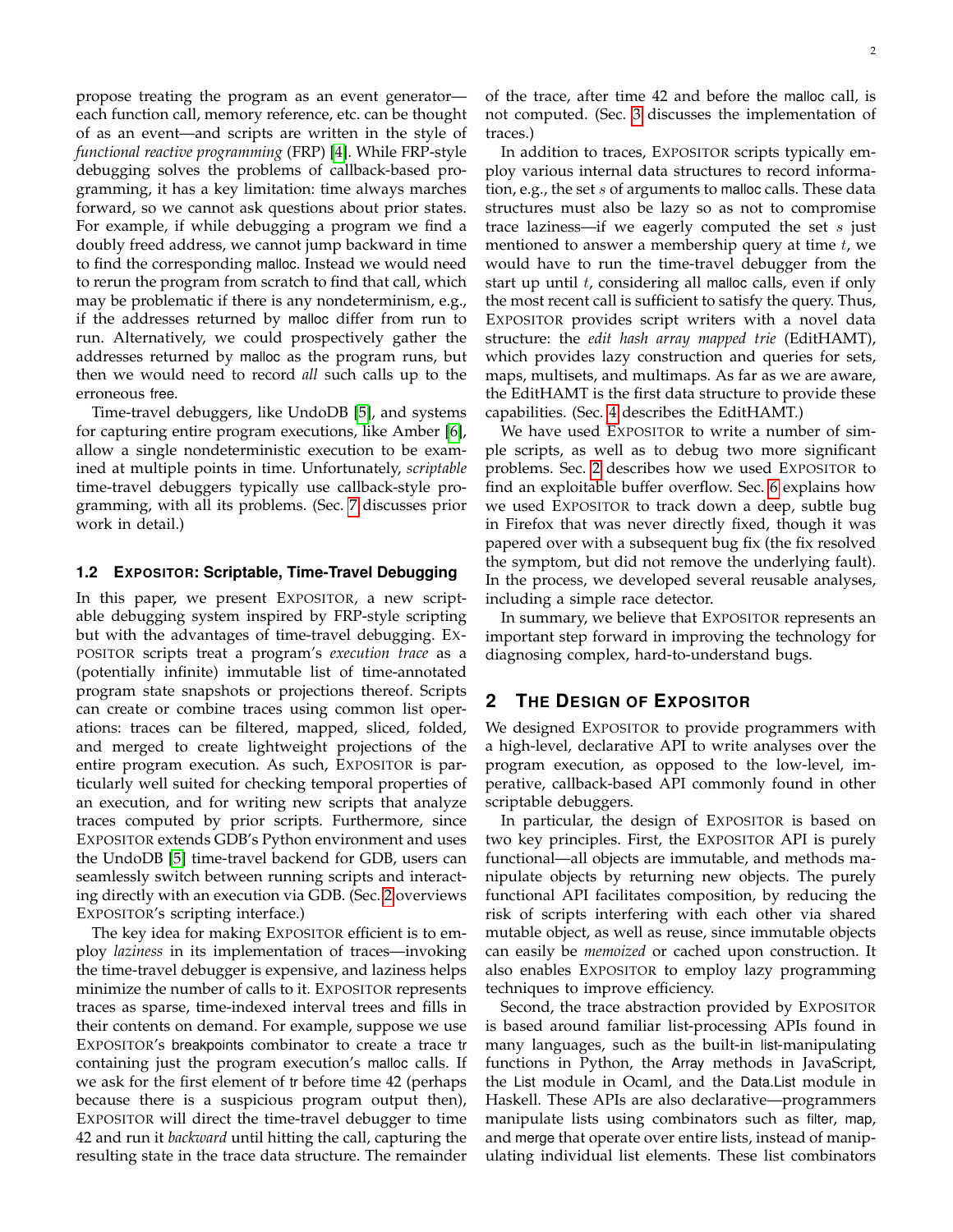propose treating the program as an event generator—each function call, memory reference, etc. can be thought of as an event—and scripts are written in the style of *functional reactive programming* (FRP) [4]. While FRP-style debugging solves the problems of callback-based programming, it has a key limitation: time always marches forward, so we cannot ask questions about prior states. For example, if while debugging a program we find a doubly freed address, we cannot jump backward in time to find the corresponding malloc. Instead we would need to rerun the program from scratch to find that call, which may be problematic if there is any nondeterminism, e.g., if the addresses returned by malloc differ from run to run. Alternatively, we could prospectively gather the addresses returned by malloc as the program runs, but then we would need to record *all* such calls up to the erroneous free.

Time-travel debuggers, like UndoDB [5], and systems for capturing entire program executions, like Amber [6], allow a single nondeterministic execution to be examined at multiple points in time. Unfortunately, *scriptable* time-travel debuggers typically use callback-style programming, with all its problems. (Sec. 7 discusses prior work in detail.)

### 1.2 EXPOSITOR: Scriptable, Time-Travel Debugging

In this paper, we present EXPOSITOR, a new scriptable debugging system inspired by FRP-style scripting but with the advantages of time-travel debugging. EXPOSITOR scripts treat a program's *execution trace* as a (potentially infinite) immutable list of time-annotated program state snapshots or projections thereof. Scripts can create or combine traces using common list operations: traces can be filtered, mapped, sliced, folded, and merged to create lightweight projections of the entire program execution. As such, EXPOSITOR is particularly well suited for checking temporal properties of an execution, and for writing new scripts that analyze traces computed by prior scripts. Furthermore, since EXPOSITOR extends GDB's Python environment and uses the UndoDB [5] time-travel backend for GDB, users can seamlessly switch between running scripts and interacting directly with an execution via GDB. (Sec. 2 overviews EXPOSITOR's scripting interface.)

The key idea for making EXPOSITOR efficient is to employ *laziness* in its implementation of traces—invoking the time-travel debugger is expensive, and laziness helps minimize the number of calls to it. EXPOSITOR represents traces as sparse, time-indexed interval trees and fills in their contents on demand. For example, suppose we use EXPOSITOR's breakpoints combinator to create a trace tr containing just the program execution's malloc calls. If we ask for the first element of tr before time 42 (perhaps because there is a suspicious program output then), EXPOSITOR will direct the time-travel debugger to time 42 and run it *backward* until hitting the call, capturing the resulting state in the trace data structure. The remainder of the trace, after time 42 and before the malloc call, is not computed. (Sec. 3 discusses the implementation of traces.)

In addition to traces, EXPOSITOR scripts typically employ various internal data structures to record information, e.g., the set $s$ of arguments to malloc calls. These data structures must also be lazy so as not to compromise trace laziness—if we eagerly computed the set $s$ just mentioned to answer a membership query at time $t$, we would have to run the time-travel debugger from the start up until $t$, considering all malloc calls, even if only the most recent call is sufficient to satisfy the query. Thus, EXPOSITOR provides script writers with a novel data structure: the *edit hash array mapped trie* (EditHAMT), which provides lazy construction and queries for sets, maps, multisets, and multimaps. As far as we are aware, the EditHAMT is the first data structure to provide these capabilities. (Sec. 4 describes the EditHAMT.)

We have used EXPOSITOR to write a number of simple scripts, as well as to debug two more significant problems. Sec. 2 describes how we used EXPOSITOR to find an exploitable buffer overflow. Sec. 6 explains how we used EXPOSITOR to track down a deep, subtle bug in Firefox that was never directly fixed, though it was papered over with a subsequent bug fix (the fix resolved the symptom, but did not remove the underlying fault). In the process, we developed several reusable analyses, including a simple race detector.

In summary, we believe that EXPOSITOR represents an important step forward in improving the technology for diagnosing complex, hard-to-understand bugs.

## 2 THE DESIGN OF EXPOSITOR

We designed EXPOSITOR to provide programmers with a high-level, declarative API to write analyses over the program execution, as opposed to the low-level, imperative, callback-based API commonly found in other scriptable debuggers.

In particular, the design of EXPOSITOR is based on two key principles. First, the EXPOSITOR API is purely functional—all objects are immutable, and methods manipulate objects by returning new objects. The purely functional API facilitates composition, by reducing the risk of scripts interfering with each other via shared mutable object, as well as reuse, since immutable objects can easily be *memoized* or cached upon construction. It also enables EXPOSITOR to employ lazy programming techniques to improve efficiency.

Second, the trace abstraction provided by EXPOSITOR is based around familiar list-processing APIs found in many languages, such as the built-in list-manipulating functions in Python, the Array methods in JavaScript, the List module in Ocaml, and the Data.List module in Haskell. These APIs are also declarative—programmers manipulate lists using combinators such as filter, map, and merge that operate over entire lists, instead of manipulating individual list elements. These list combinators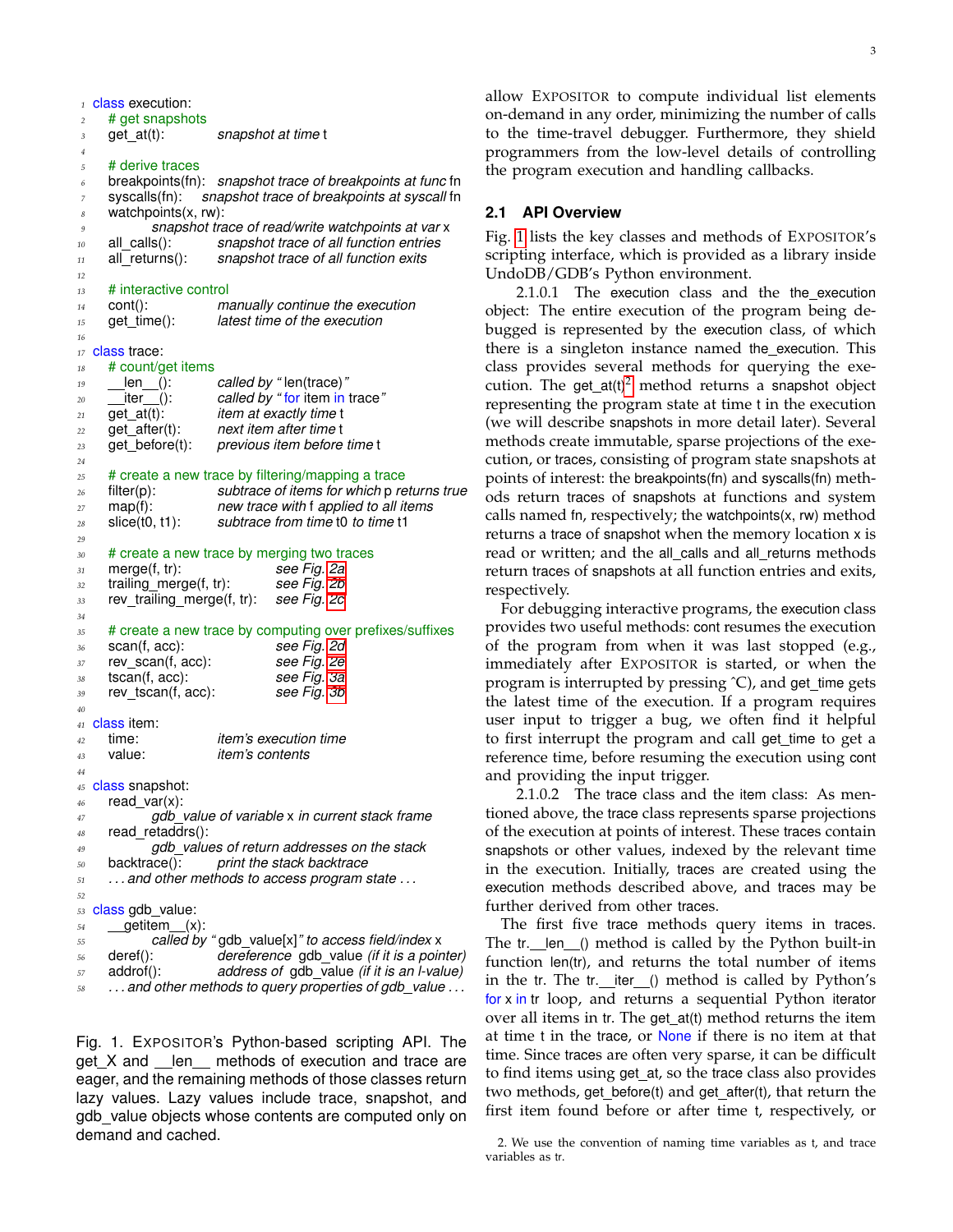```
class execution:
  # get snapshots
  get_at(t):          snapshot at time t

  # derive traces
  breakpoints(fn):    snapshot trace of breakpoints at func fn
  syscalls(fn):       snapshot trace of breakpoints at syscall fn
  watchpoints(x, rw):
                      snapshot trace of read/write watchpoints at var x
  all_calls():        snapshot trace of all function entries
  all_returns():      snapshot trace of all function exits

  # interactive control
  cont():             manually continue the execution
  get_time():         latest time of the execution

class trace:
  # count/get items
  __len__():          called by "len(trace)"
  __iter__():         called by "for item in trace"
  get_at(t):          item at exactly time t
  get_after(t):       next item after time t
  get_before(t):      previous item before time t

  # create a new trace by filtering/mapping a trace
  filter(p):          subtrace of items for which p returns true
  map(f):             new trace with f applied to all items
  slice(t0, t1):      subtrace from time t0 to time t1

  # create a new trace by merging two traces
  merge(f, tr):                 see Fig. 2a
  trailing_merge(f, tr):        see Fig. 2b
  rev_trailing_merge(f, tr):    see Fig. 2c

  # create a new trace by computing over prefixes/suffixes
  scan(f, acc):                 see Fig. 2d
  rev_scan(f, acc):             see Fig. 2e
  tscan(f, acc):                see Fig. 3a
  rev_tscan(f, acc):            see Fig. 3b

class item:
  time:               item's execution time
  value:              item's contents

class snapshot:
  read_var(x):
                      gdb_value of variable x in current stack frame
  read_retaddrs():
                      gdb_values of return addresses on the stack
  backtrace():        print the stack backtrace
  ... and other methods to access program state ...

class gdb_value:
  __getitem__(x):
                      called by "gdb_value[x]" to access field/index x
  deref():            dereference gdb_value (if it is a pointer)
  addrof():           address of gdb_value (if it is an l-value)
  ... and other methods to query properties of gdb_value ...
```

Fig. 1. EXPOSITOR's Python-based scripting API. The get_X and __len__ methods of execution and trace are eager, and the remaining methods of those classes return lazy values. Lazy values include trace, snapshot, and gdb_value objects whose contents are computed only on demand and cached.

allow EXPOSITOR to compute individual list elements on-demand in any order, minimizing the number of calls to the time-travel debugger. Furthermore, they shield programmers from the low-level details of controlling the program execution and handling callbacks.

## 2.1 API Overview

Fig. 1 lists the key classes and methods of EXPOSITOR's scripting interface, which is provided as a library inside UndoDB/GDB's Python environment.

2.1.0.1 The execution class and the the_execution object: The entire execution of the program being debugged is represented by the execution class, of which there is a singleton instance named the_execution. This class provides several methods for querying the execution. The get_at(t)[2] method returns a snapshot object representing the program state at time t in the execution (we will describe snapshots in more detail later). Several methods create immutable, sparse projections of the execution, or traces, consisting of program state snapshots at points of interest: the breakpoints(fn) and syscalls(fn) methods return traces of snapshots at functions and system calls named fn, respectively; the watchpoints(x, rw) method returns a trace of snapshot when the memory location x is read or written; and the all_calls and all_returns methods return traces of snapshots at all function entries and exits, respectively.

For debugging interactive programs, the execution class provides two useful methods: cont resumes the execution of the program from when it was last stopped (e.g., immediately after EXPOSITOR is started, or when the program is interrupted by pressing ˆC), and get_time gets the latest time of the execution. If a program requires user input to trigger a bug, we often find it helpful to first interrupt the program and call get_time to get a reference time, before resuming the execution using cont and providing the input trigger.

2.1.0.2 The trace class and the item class: As mentioned above, the trace class represents sparse projections of the execution at points of interest. These traces contain snapshots or other values, indexed by the relevant time in the execution. Initially, traces are created using the execution methods described above, and traces may be further derived from other traces.

The first five trace methods query items in traces. The tr.__len__() method is called by the Python built-in function len(tr), and returns the total number of items in the tr. The tr.__iter__() method is called by Python's for x in tr loop, and returns a sequential Python iterator over all items in tr. The get_at(t) method returns the item at time t in the trace, or None if there is no item at that time. Since traces are often very sparse, it can be difficult to find items using get_at, so the trace class also provides two methods, get_before(t) and get_after(t), that return the first item found before or after time t, respectively, or

2. We use the convention of naming time variables as t, and trace variables as tr.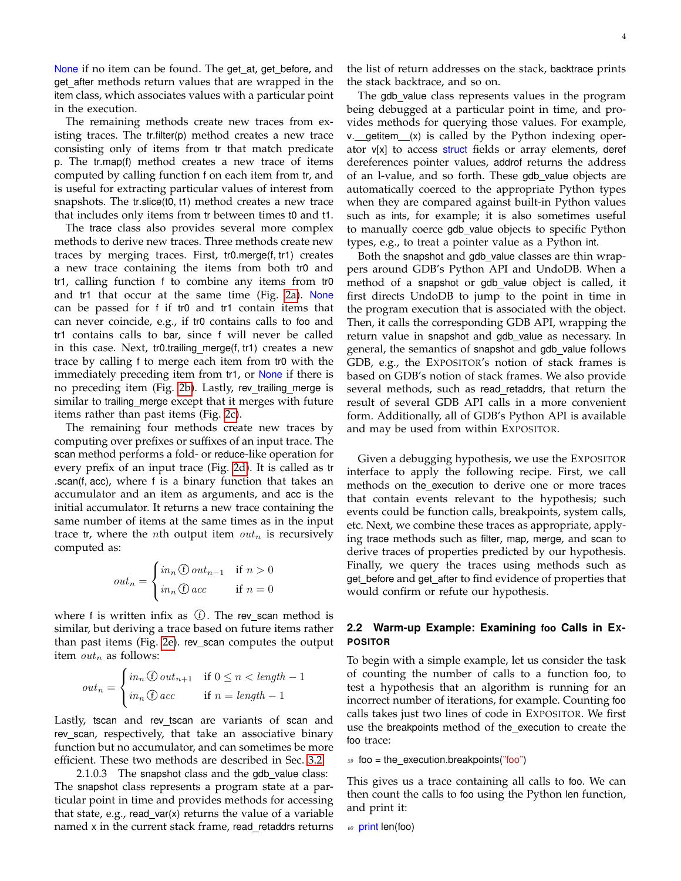None if no item can be found. The get_at, get_before, and get_after methods return values that are wrapped in the item class, which associates values with a particular point in the execution.

The remaining methods create new traces from existing traces. The tr.filter(p) method creates a new trace consisting only of items from tr that match predicate p. The tr.map(f) method creates a new trace of items computed by calling function f on each item from tr, and is useful for extracting particular values of interest from snapshots. The tr.slice(t0, t1) method creates a new trace that includes only items from tr between times t0 and t1.

The trace class also provides several more complex methods to derive new traces. Three methods create new traces by merging traces. First, tr0.merge(f, tr1) creates a new trace containing the items from both tr0 and tr1, calling function f to combine any items from tr0 and tr1 that occur at the same time (Fig. 2a). None can be passed for f if tr0 and tr1 contain items that can never coincide, e.g., if tr0 contains calls to foo and tr1 contains calls to bar, since f will never be called in this case. Next, tr0.trailing_merge(f, tr1) creates a new trace by calling f to merge each item from tr0 with the immediately preceding item from tr1, or None if there is no preceding item (Fig. 2b). Lastly, rev_trailing_merge is similar to trailing_merge except that it merges with future items rather than past items (Fig. 2c).

The remaining four methods create new traces by computing over prefixes or suffixes of an input trace. The scan method performs a fold- or reduce-like operation for every prefix of an input trace (Fig. 2d). It is called as tr .scan(f, acc), where f is a binary function that takes an accumulator and an item as arguments, and acc is the initial accumulator. It returns a new trace containing the same number of items at the same times as in the input trace tr, where the $n$th output item $out_n$ is recursively computed as:

$$out_n = \begin{cases} in_n \; ⓕ \; out_{n-1} & \text{if } n > 0 \\ in_n \; ⓕ \; acc & \text{if } n = 0 \end{cases}$$

where f is written infix as ⓕ. The rev_scan method is similar, but deriving a trace based on future items rather than past items (Fig. 2e). rev_scan computes the output item $out_n$ as follows:

$$out_n = \begin{cases} in_n \; ⓕ \; out_{n+1} & \text{if } 0 \le n < length - 1 \\ in_n \; ⓕ \; acc & \text{if } n = length - 1 \end{cases}$$

Lastly, tscan and rev_tscan are variants of scan and rev_scan, respectively, that take an associative binary function but no accumulator, and can sometimes be more efficient. These two methods are described in Sec. 3.2.

2.1.0.3 The snapshot class and the gdb_value class: The snapshot class represents a program state at a particular point in time and provides methods for accessing that state, e.g., read_var(x) returns the value of a variable named x in the current stack frame, read_retaddrs returns the list of return addresses on the stack, backtrace prints the stack backtrace, and so on.

The gdb_value class represents values in the program being debugged at a particular point in time, and provides methods for querying those values. For example, v.__getitem__(x) is called by the Python indexing operator v[x] to access struct fields or array elements, deref dereferences pointer values, addrof returns the address of an l-value, and so forth. These gdb_value objects are automatically coerced to the appropriate Python types when they are compared against built-in Python values such as ints, for example; it is also sometimes useful to manually coerce gdb_value objects to specific Python types, e.g., to treat a pointer value as a Python int.

Both the snapshot and gdb_value classes are thin wrappers around GDB's Python API and UndoDB. When a method of a snapshot or gdb_value object is called, it first directs UndoDB to jump to the point in time in the program execution that is associated with the object. Then, it calls the corresponding GDB API, wrapping the return value in snapshot and gdb_value as necessary. In general, the semantics of snapshot and gdb_value follows GDB, e.g., the EXPOSITOR's notion of stack frames is based on GDB's notion of stack frames. We also provide several methods, such as read_retaddrs, that return the result of several GDB API calls in a more convenient form. Additionally, all of GDB's Python API is available and may be used from within EXPOSITOR.

Given a debugging hypothesis, we use the EXPOSITOR interface to apply the following recipe. First, we call methods on the_execution to derive one or more traces that contain events relevant to the hypothesis; such events could be function calls, breakpoints, system calls, etc. Next, we combine these traces as appropriate, applying trace methods such as filter, map, merge, and scan to derive traces of properties predicted by our hypothesis. Finally, we query the traces using methods such as get_before and get_after to find evidence of properties that would confirm or refute our hypothesis.

## 2.2 Warm-up Example: Examining foo Calls in EXPOSITOR

To begin with a simple example, let us consider the task of counting the number of calls to a function foo, to test a hypothesis that an algorithm is running for an incorrect number of iterations, for example. Counting foo calls takes just two lines of code in EXPOSITOR. We first use the breakpoints method of the_execution to create the foo trace:

```
59 foo = the_execution.breakpoints("foo")
```

This gives us a trace containing all calls to foo. We can then count the calls to foo using the Python len function, and print it:

```
60 print len(foo)
```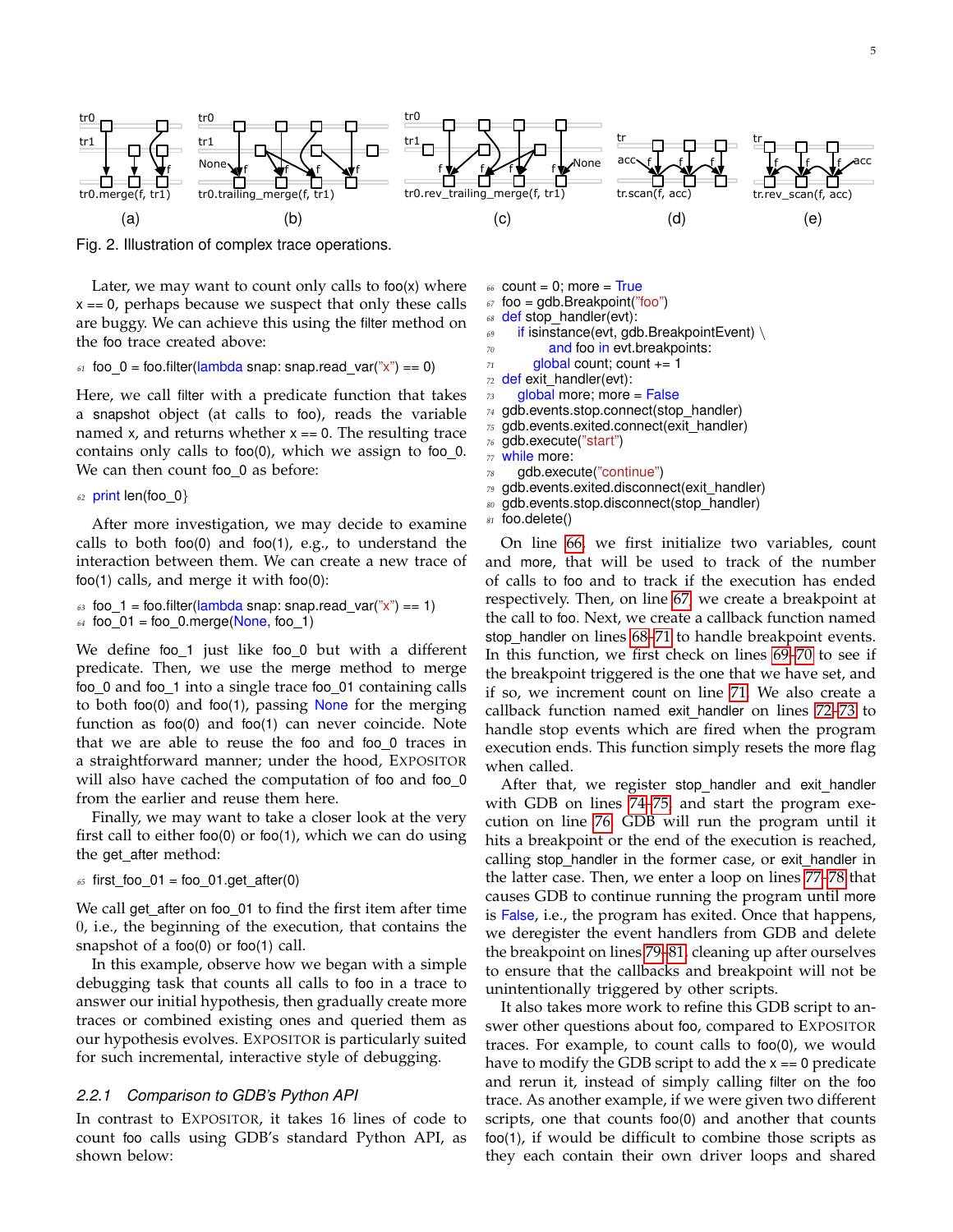Fig. 2. Illustration of complex trace operations.

Later, we may want to count only calls to foo(x) where x == 0, perhaps because we suspect that only these calls are buggy. We can achieve this using the filter method on the foo trace created above:

```
61 foo_0 = foo.filter(lambda snap: snap.read_var("x") == 0)
```

Here, we call filter with a predicate function that takes a snapshot object (at calls to foo), reads the variable named x, and returns whether x == 0. The resulting trace contains only calls to foo(0), which we assign to foo_0. We can then count foo_0 as before:

```
62 print len(foo_0}
```

After more investigation, we may decide to examine calls to both foo(0) and foo(1), e.g., to understand the interaction between them. We can create a new trace of foo(1) calls, and merge it with foo(0):

```
63 foo_1 = foo.filter(lambda snap: snap.read_var("x") == 1)
64 foo_01 = foo_0.merge(None, foo_1)
```

We define foo_1 just like foo_0 but with a different predicate. Then, we use the merge method to merge foo_0 and foo_1 into a single trace foo_01 containing calls to both foo(0) and foo(1), passing None for the merging function as foo(0) and foo(1) can never coincide. Note that we are able to reuse the foo and foo_0 traces in a straightforward manner; under the hood, Expositor will also have cached the computation of foo and foo_0 from the earlier and reuse them here.

Finally, we may want to take a closer look at the very first call to either foo(0) or foo(1), which we can do using the get_after method:

```
65 first_foo_01 = foo_01.get_after(0)
```

We call get_after on foo_01 to find the first item after time 0, i.e., the beginning of the execution, that contains the snapshot of a foo(0) or foo(1) call.

In this example, observe how we began with a simple debugging task that counts all calls to foo in a trace to answer our initial hypothesis, then gradually create more traces or combined existing ones and queried them as our hypothesis evolves. Expositor is particularly suited for such incremental, interactive style of debugging.

### 2.2.1 Comparison to GDB's Python API

In contrast to Expositor, it takes 16 lines of code to count foo calls using GDB's standard Python API, as shown below:

```
66 count = 0; more = True
67 foo = gdb.Breakpoint("foo")
68 def stop_handler(evt):
69     if isinstance(evt, gdb.BreakpointEvent) \
70             and foo in evt.breakpoints:
71         global count; count += 1
72 def exit_handler(evt):
73     global more; more = False
74 gdb.events.stop.connect(stop_handler)
75 gdb.events.exited.connect(exit_handler)
76 gdb.execute("start")
77 while more:
78     gdb.execute("continue")
79 gdb.events.exited.disconnect(exit_handler)
80 gdb.events.stop.disconnect(stop_handler)
81 foo.delete()
```

On line 66, we first initialize two variables, count and more, that will be used to track of the number of calls to foo and to track if the execution has ended respectively. Then, on line 67, we create a breakpoint at the call to foo. Next, we create a callback function named stop_handler on lines 68–71 to handle breakpoint events. In this function, we first check on lines 69–70 to see if the breakpoint triggered is the one that we have set, and if so, we increment count on line 71. We also create a callback function named exit_handler on lines 72–73 to handle stop events which are fired when the program execution ends. This function simply resets the more flag when called.

After that, we register stop_handler and exit_handler with GDB on lines 74–75, and start the program execution on line 76. GDB will run the program until it hits a breakpoint or the end of the execution is reached, calling stop_handler in the former case, or exit_handler in the latter case. Then, we enter a loop on lines 77–78 that causes GDB to continue running the program until more is False, i.e., the program has exited. Once that happens, we deregister the event handlers from GDB and delete the breakpoint on lines 79–81, cleaning up after ourselves to ensure that the callbacks and breakpoint will not be unintentionally triggered by other scripts.

It also takes more work to refine this GDB script to answer other questions about foo, compared to Expositor traces. For example, to count calls to foo(0), we would have to modify the GDB script to add the x == 0 predicate and rerun it, instead of simply calling filter on the foo trace. As another example, if we were given two different scripts, one that counts foo(0) and another that counts foo(1), if would be difficult to combine those scripts as they each contain their own driver loops and shared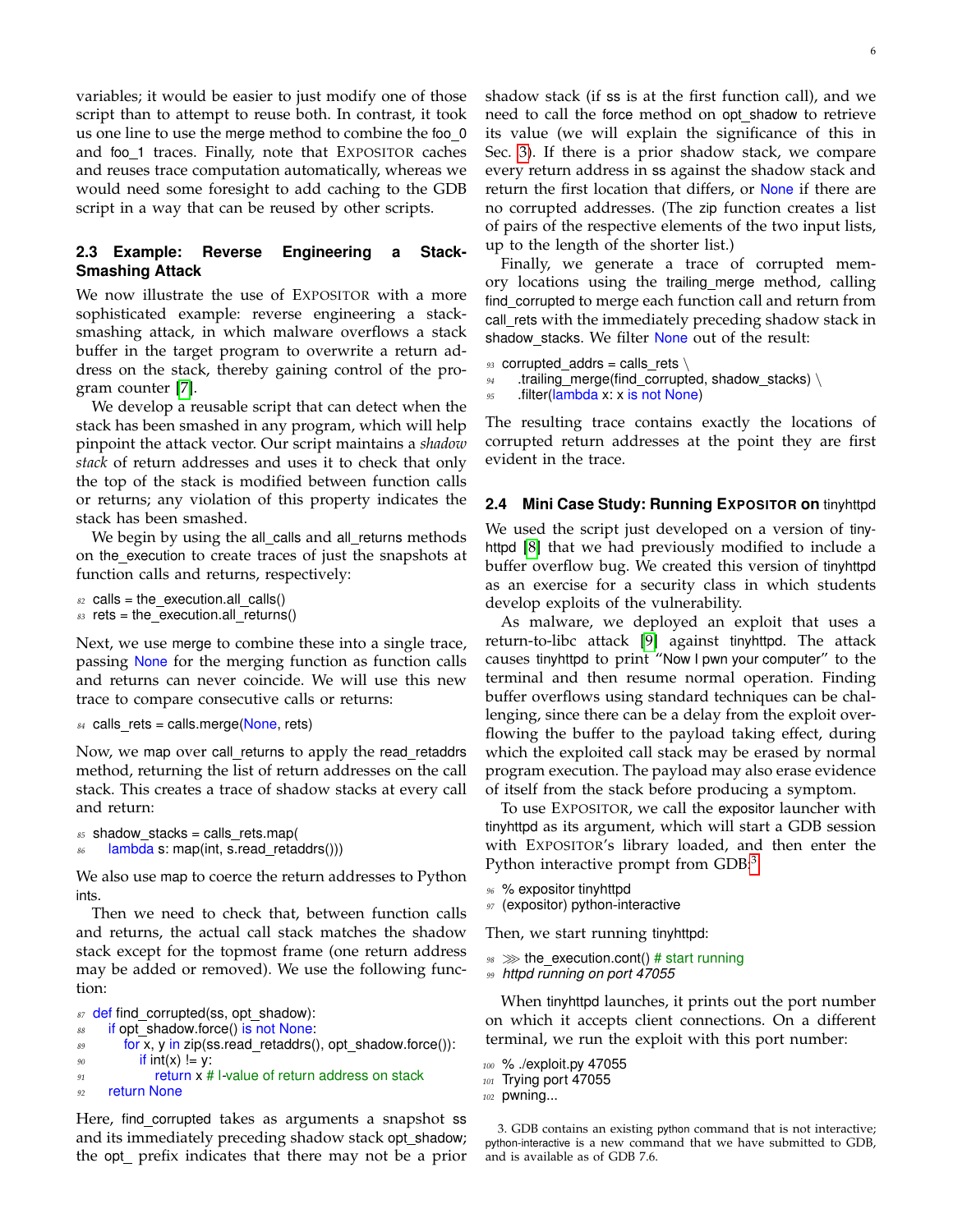variables; it would be easier to just modify one of those script than to attempt to reuse both. In contrast, it took us one line to use the merge method to combine the foo_0 and foo_1 traces. Finally, note that EXPOSITOR caches and reuses trace computation automatically, whereas we would need some foresight to add caching to the GDB script in a way that can be reused by other scripts.

### 2.3 Example: Reverse Engineering a Stack-Smashing Attack

We now illustrate the use of EXPOSITOR with a more sophisticated example: reverse engineering a stack-smashing attack, in which malware overflows a stack buffer in the target program to overwrite a return address on the stack, thereby gaining control of the program counter [7].

We develop a reusable script that can detect when the stack has been smashed in any program, which will help pinpoint the attack vector. Our script maintains a *shadow stack* of return addresses and uses it to check that only the top of the stack is modified between function calls or returns; any violation of this property indicates the stack has been smashed.

We begin by using the all_calls and all_returns methods on the_execution to create traces of just the snapshots at function calls and returns, respectively:

```
82 calls = the_execution.all_calls()
83 rets = the_execution.all_returns()
```

Next, we use merge to combine these into a single trace, passing None for the merging function as function calls and returns can never coincide. We will use this new trace to compare consecutive calls or returns:

```
84 calls_rets = calls.merge(None, rets)
```

Now, we map over call_returns to apply the read_retaddrs method, returning the list of return addresses on the call stack. This creates a trace of shadow stacks at every call and return:

```
85 shadow_stacks = calls_rets.map(
86     lambda s: map(int, s.read_retaddrs()))
```

We also use map to coerce the return addresses to Python ints.

Then we need to check that, between function calls and returns, the actual call stack matches the shadow stack except for the topmost frame (one return address may be added or removed). We use the following function:

```
87 def find_corrupted(ss, opt_shadow):
88     if opt_shadow.force() is not None:
89         for x, y in zip(ss.read_retaddrs(), opt_shadow.force()):
90             if int(x) != y:
91                 return x # l-value of return address on stack
92     return None
```

Here, find_corrupted takes as arguments a snapshot ss and its immediately preceding shadow stack opt_shadow; the opt_ prefix indicates that there may not be a prior shadow stack (if ss is at the first function call), and we need to call the force method on opt_shadow to retrieve its value (we will explain the significance of this in Sec. 3). If there is a prior shadow stack, we compare every return address in ss against the shadow stack and return the first location that differs, or None if there are no corrupted addresses. (The zip function creates a list of pairs of the respective elements of the two input lists, up to the length of the shorter list.)

Finally, we generate a trace of corrupted memory locations using the trailing_merge method, calling find_corrupted to merge each function call and return from call_rets with the immediately preceding shadow stack in shadow_stacks. We filter None out of the result:

```
93 corrupted_addrs = calls_rets \
94     .trailing_merge(find_corrupted, shadow_stacks) \
95     .filter(lambda x: x is not None)
```

The resulting trace contains exactly the locations of corrupted return addresses at the point they are first evident in the trace.

### 2.4 Mini Case Study: Running EXPOSITOR on tinyhttpd

We used the script just developed on a version of tinyhttpd [8] that we had previously modified to include a buffer overflow bug. We created this version of tinyhttpd as an exercise for a security class in which students develop exploits of the vulnerability.

As malware, we deployed an exploit that uses a return-to-libc attack [9] against tinyhttpd. The attack causes tinyhttpd to print “Now I pwn your computer” to the terminal and then resume normal operation. Finding buffer overflows using standard techniques can be challenging, since there can be a delay from the exploit overflowing the buffer to the payload taking effect, during which the exploited call stack may be erased by normal program execution. The payload may also erase evidence of itself from the stack before producing a symptom.

To use EXPOSITOR, we call the expositor launcher with tinyhttpd as its argument, which will start a GDB session with EXPOSITOR's library loaded, and then enter the Python interactive prompt from GDB:[3]

```
96 % expositor tinyhttpd
97 (expositor) python-interactive
```

Then, we start running tinyhttpd:

```
98 >>> the_execution.cont() # start running
99 httpd running on port 47055
```

When tinyhttpd launches, it prints out the port number on which it accepts client connections. On a different terminal, we run the exploit with this port number:

```
100 % ./exploit.py 47055
101 Trying port 47055
102 pwning...
```

3. GDB contains an existing python command that is not interactive; python-interactive is a new command that we have submitted to GDB, and is available as of GDB 7.6.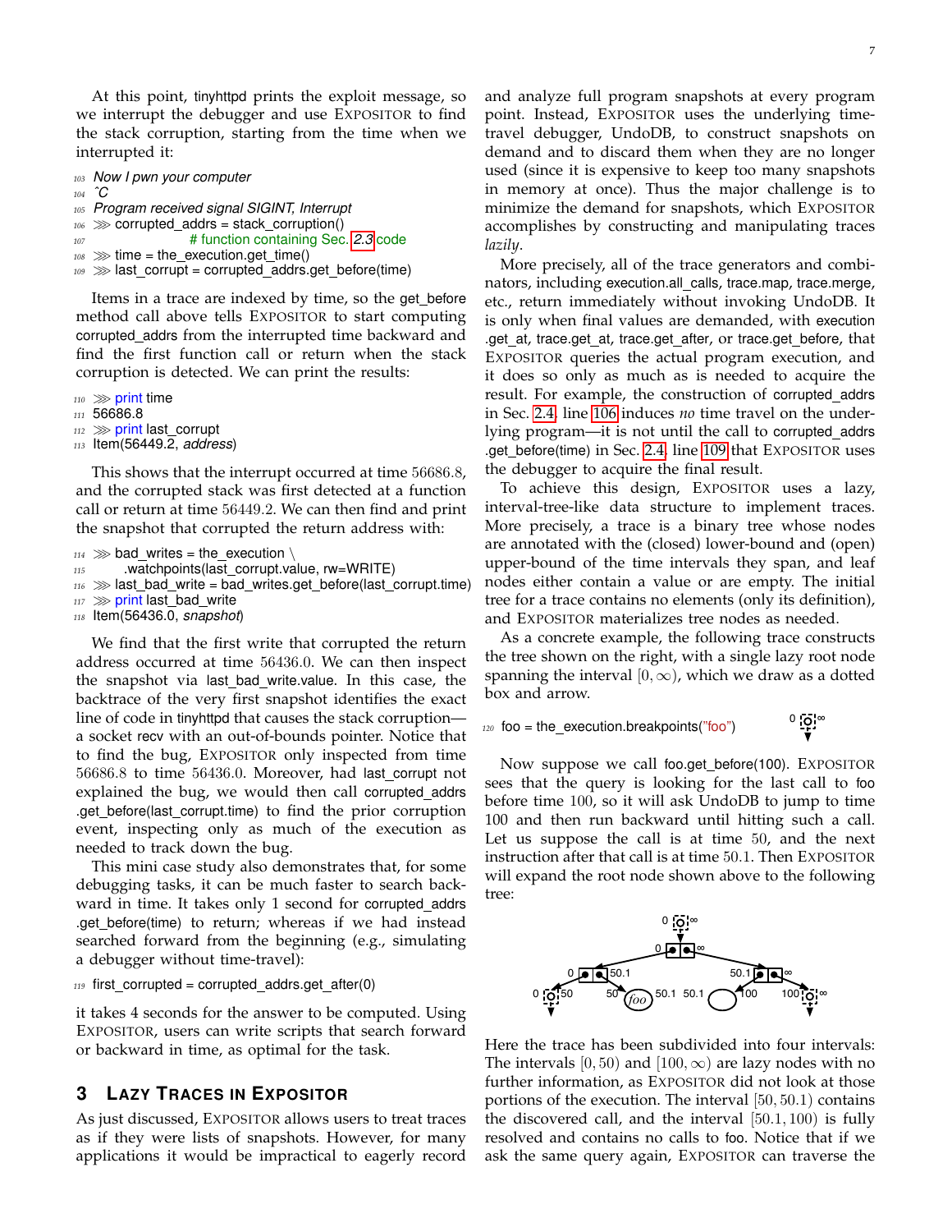At this point, tinyhttpd prints the exploit message, so we interrupt the debugger and use EXPOSITOR to find the stack corruption, starting from the time when we interrupted it:

```
103 Now I pwn your computer
104 ^C
105 Program received signal SIGINT, Interrupt
106 >>> corrupted_addrs = stack_corruption()
107                 # function containing Sec. 2.3 code
108 >>> time = the_execution.get_time()
109 >>> last_corrupt = corrupted_addrs.get_before(time)
```

Items in a trace are indexed by time, so the get_before method call above tells EXPOSITOR to start computing corrupted_addrs from the interrupted time backward and find the first function call or return when the stack corruption is detected. We can print the results:

```
110 >>> print time
111 56686.8
112 >>> print last_corrupt
113 Item(56449.2, address)
```

This shows that the interrupt occurred at time $56686.8$, and the corrupted stack was first detected at a function call or return at time $56449.2$. We can then find and print the snapshot that corrupted the return address with:

```
114 >>> bad_writes = the_execution \
115       .watchpoints(last_corrupt.value, rw=WRITE)
116 >>> last_bad_write = bad_writes.get_before(last_corrupt.time)
117 >>> print last_bad_write
118 Item(56436.0, snapshot)
```

We find that the first write that corrupted the return address occurred at time $56436.0$. We can then inspect the snapshot via last_bad_write.value. In this case, the backtrace of the very first snapshot identifies the exact line of code in tinyhttpd that causes the stack corruption—a socket recv with an out-of-bounds pointer. Notice that to find the bug, EXPOSITOR only inspected from time $56686.8$ to time $56436.0$. Moreover, had last_corrupt not explained the bug, we would then call corrupted_addrs .get_before(last_corrupt.time) to find the prior corruption event, inspecting only as much of the execution as needed to track down the bug.

This mini case study also demonstrates that, for some debugging tasks, it can be much faster to search backward in time. It takes only 1 second for corrupted_addrs .get_before(time) to return; whereas if we had instead searched forward from the beginning (e.g., simulating a debugger without time-travel):

```
119 first_corrupted = corrupted_addrs.get_after(0)
```

it takes 4 seconds for the answer to be computed. Using EXPOSITOR, users can write scripts that search forward or backward in time, as optimal for the task.

## 3 Lazy Traces in EXPOSITOR

As just discussed, EXPOSITOR allows users to treat traces as if they were lists of snapshots. However, for many applications it would be impractical to eagerly record and analyze full program snapshots at every program point. Instead, EXPOSITOR uses the underlying time-travel debugger, UndoDB, to construct snapshots on demand and to discard them when they are no longer used (since it is expensive to keep too many snapshots in memory at once). Thus the major challenge is to minimize the demand for snapshots, which EXPOSITOR accomplishes by constructing and manipulating traces *lazily*.

More precisely, all of the trace generators and combinators, including execution.all_calls, trace.map, trace.merge, etc., return immediately without invoking UndoDB. It is only when final values are demanded, with execution .get_at, trace.get_at, trace.get_after, or trace.get_before, that EXPOSITOR queries the actual program execution, and it does so only as much as is needed to acquire the result. For example, the construction of corrupted_addrs in Sec. 2.4, line 106 induces *no* time travel on the underlying program—it is not until the call to corrupted_addrs .get_before(time) in Sec. 2.4, line 109 that EXPOSITOR uses the debugger to acquire the final result.

To achieve this design, EXPOSITOR uses a lazy, interval-tree-like data structure to implement traces. More precisely, a trace is a binary tree whose nodes are annotated with the (closed) lower-bound and (open) upper-bound of the time intervals they span, and leaf nodes either contain a value or are empty. The initial tree for a trace contains no elements (only its definition), and EXPOSITOR materializes tree nodes as needed.

As a concrete example, the following trace constructs the tree shown on the right, with a single lazy root node spanning the interval $[0, \infty)$, which we draw as a dotted box and arrow.

```
120 foo = the_execution.breakpoints("foo")
```

Now suppose we call foo.get_before(100). EXPOSITOR sees that the query is looking for the last call to foo before time 100, so it will ask UndoDB to jump to time 100 and then run backward until hitting such a call. Let us suppose the call is at time 50, and the next instruction after that call is at time 50.1. Then EXPOSITOR will expand the root node shown above to the following tree:

Here the trace has been subdivided into four intervals: The intervals $[0, 50)$ and $[100, \infty)$ are lazy nodes with no further information, as EXPOSITOR did not look at those portions of the execution. The interval $[50, 50.1)$ contains the discovered call, and the interval $[50.1, 100)$ is fully resolved and contains no calls to foo. Notice that if we ask the same query again, EXPOSITOR can traverse the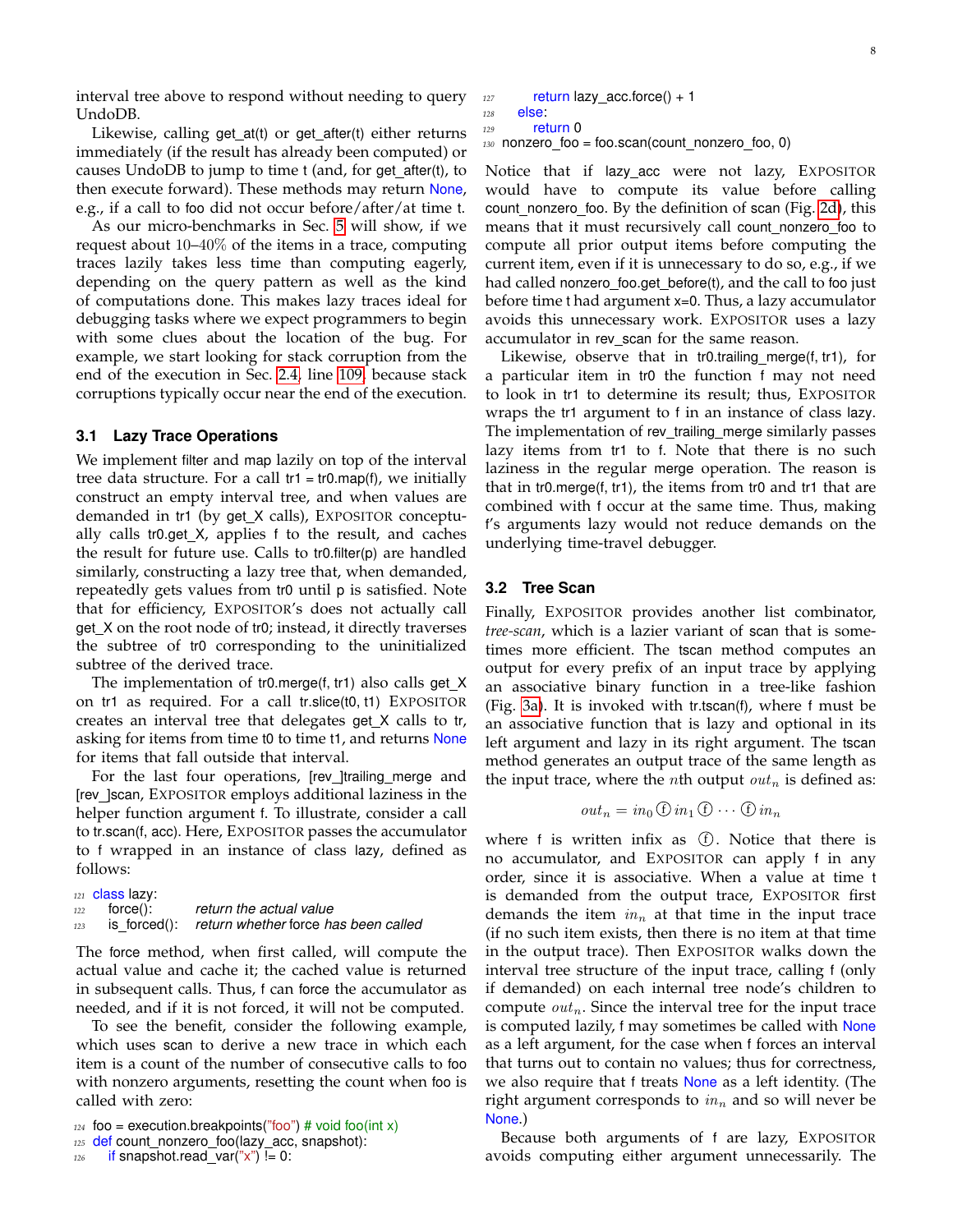interval tree above to respond without needing to query UndoDB.

Likewise, calling get_at(t) or get_after(t) either returns immediately (if the result has already been computed) or causes UndoDB to jump to time t (and, for get_after(t), to then execute forward). These methods may return None, e.g., if a call to foo did not occur before/after/at time t.

As our micro-benchmarks in Sec. 5 will show, if we request about 10–40% of the items in a trace, computing traces lazily takes less time than computing eagerly, depending on the query pattern as well as the kind of computations done. This makes lazy traces ideal for debugging tasks where we expect programmers to begin with some clues about the location of the bug. For example, we start looking for stack corruption from the end of the execution in Sec. 2.4, line 109, because stack corruptions typically occur near the end of the execution.

### 3.1 Lazy Trace Operations

We implement filter and map lazily on top of the interval tree data structure. For a call tr1 = tr0.map(f), we initially construct an empty interval tree, and when values are demanded in tr1 (by get_X calls), EXPOSITOR conceptually calls tr0.get_X, applies f to the result, and caches the result for future use. Calls to tr0.filter(p) are handled similarly, constructing a lazy tree that, when demanded, repeatedly gets values from tr0 until p is satisfied. Note that for efficiency, EXPOSITOR's does not actually call get_X on the root node of tr0; instead, it directly traverses the subtree of tr0 corresponding to the uninitialized subtree of the derived trace.

The implementation of tr0.merge(f, tr1) also calls get_X on tr1 as required. For a call tr.slice(t0, t1) EXPOSITOR creates an interval tree that delegates get_X calls to tr, asking for items from time t0 to time t1, and returns None for items that fall outside that interval.

For the last four operations, [rev_]trailing_merge and [rev_]scan, EXPOSITOR employs additional laziness in the helper function argument f. To illustrate, consider a call to tr.scan(f, acc). Here, EXPOSITOR passes the accumulator to f wrapped in an instance of class lazy, defined as follows:

```
121 class lazy:
122     force():         return the actual value
123     is_forced():     return whether force has been called
```

The force method, when first called, will compute the actual value and cache it; the cached value is returned in subsequent calls. Thus, f can force the accumulator as needed, and if it is not forced, it will not be computed.

To see the benefit, consider the following example, which uses scan to derive a new trace in which each item is a count of the number of consecutive calls to foo with nonzero arguments, resetting the count when foo is called with zero:

```
124 foo = execution.breakpoints("foo") # void foo(int x)
125 def count_nonzero_foo(lazy_acc, snapshot):
126     if snapshot.read_var("x") != 0:
127         return lazy_acc.force() + 1
128     else:
129         return 0
130 nonzero_foo = foo.scan(count_nonzero_foo, 0)
```

Notice that if lazy_acc were not lazy, EXPOSITOR would have to compute its value before calling count_nonzero_foo. By the definition of scan (Fig. 2d), this means that it must recursively call count_nonzero_foo to compute all prior output items before computing the current item, even if it is unnecessary to do so, e.g., if we had called nonzero_foo.get_before(t), and the call to foo just before time t had argument x=0. Thus, a lazy accumulator avoids this unnecessary work. EXPOSITOR uses a lazy accumulator in rev_scan for the same reason.

Likewise, observe that in tr0.trailing_merge(f, tr1), for a particular item in tr0 the function f may not need to look in tr1 to determine its result; thus, EXPOSITOR wraps the tr1 argument to f in an instance of class lazy. The implementation of rev_trailing_merge similarly passes lazy items from tr1 to f. Note that there is no such laziness in the regular merge operation. The reason is that in tr0.merge(f, tr1), the items from tr0 and tr1 that are combined with f occur at the same time. Thus, making f's arguments lazy would not reduce demands on the underlying time-travel debugger.

### 3.2 Tree Scan

Finally, EXPOSITOR provides another list combinator, *tree-scan*, which is a lazier variant of scan that is sometimes more efficient. The tscan method computes an output for every prefix of an input trace by applying an associative binary function in a tree-like fashion (Fig. 3a). It is invoked with tr.tscan(f), where f must be an associative function that is lazy and optional in its left argument and lazy in its right argument. The tscan method generates an output trace of the same length as the input trace, where the $n$th output $out_n$ is defined as:

$$out_n = in_0 \textcircled{f} in_1 \textcircled{f} \cdots \textcircled{f} in_n$$

where f is written infix as $\textcircled{f}$. Notice that there is no accumulator, and EXPOSITOR can apply f in any order, since it is associative. When a value at time t is demanded from the output trace, EXPOSITOR first demands the item $in_n$ at that time in the input trace (if no such item exists, then there is no item at that time in the output trace). Then EXPOSITOR walks down the interval tree structure of the input trace, calling f (only if demanded) on each internal tree node's children to compute $out_n$. Since the interval tree for the input trace is computed lazily, f may sometimes be called with None as a left argument, for the case when f forces an interval that turns out to contain no values; thus for correctness, we also require that f treats None as a left identity. (The right argument corresponds to $in_n$ and so will never be None.)

Because both arguments of f are lazy, EXPOSITOR avoids computing either argument unnecessarily. The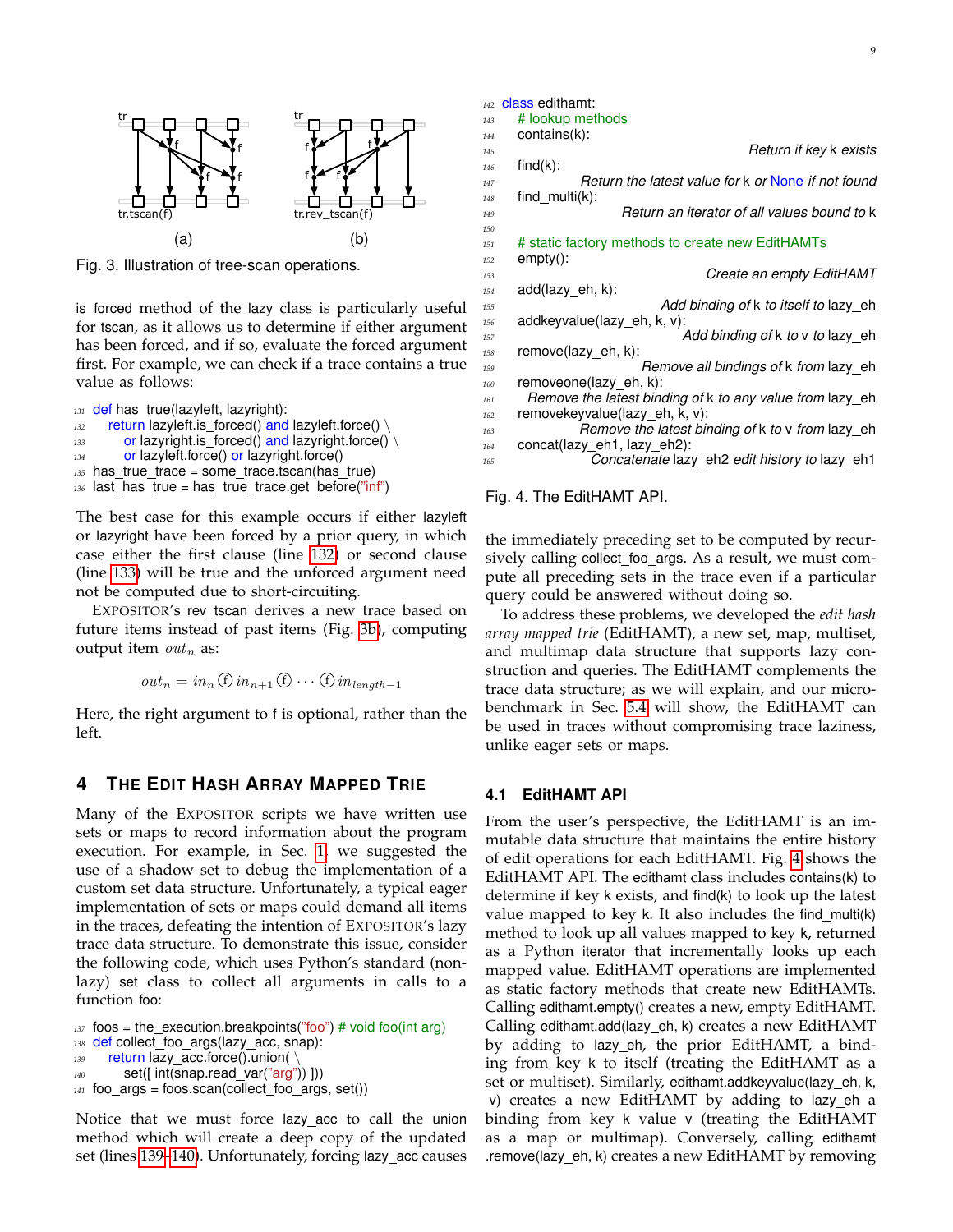Fig. 3. Illustration of tree-scan operations.

is_forced method of the lazy class is particularly useful for tscan, as it allows us to determine if either argument has been forced, and if so, evaluate the forced argument first. For example, we can check if a trace contains a true value as follows:

```
131 def has_true(lazyleft, lazyright):
132     return lazyleft.is_forced() and lazyleft.force() \
133         or lazyright.is_forced() and lazyright.force() \
134         or lazyleft.force() or lazyright.force()
135 has_true_trace = some_trace.tscan(has_true)
136 last_has_true = has_true_trace.get_before("inf")
```

The best case for this example occurs if either lazyleft or lazyright have been forced by a prior query, in which case either the first clause (line 132) or second clause (line 133) will be true and the unforced argument need not be computed due to short-circuiting.

EXPOSITOR's rev_tscan derives a new trace based on future items instead of past items (Fig. 3b), computing output item $out_n$ as:

$$out_n = in_n \, ⓕ \, in_{n+1} \, ⓕ \cdots ⓕ \, in_{length-1}$$

Here, the right argument to f is optional, rather than the left.

## 4 The Edit Hash Array Mapped Trie

Many of the EXPOSITOR scripts we have written use sets or maps to record information about the program execution. For example, in Sec. 1, we suggested the use of a shadow set to debug the implementation of a custom set data structure. Unfortunately, a typical eager implementation of sets or maps could demand all items in the traces, defeating the intention of EXPOSITOR's lazy trace data structure. To demonstrate this issue, consider the following code, which uses Python's standard (non-lazy) set class to collect all arguments in calls to a function foo:

```
137 foos = the_execution.breakpoints("foo") # void foo(int arg)
138 def collect_foo_args(lazy_acc, snap):
139     return lazy_acc.force().union( \
140         set([ int(snap.read_var("arg")) ]))
141 foo_args = foos.scan(collect_foo_args, set())
```

Notice that we must force lazy_acc to call the union method which will create a deep copy of the updated set (lines 139–140). Unfortunately, forcing lazy_acc causes the immediately preceding set to be computed by recursively calling collect_foo_args. As a result, we must compute all preceding sets in the trace even if a particular query could be answered without doing so.

To address these problems, we developed the *edit hash array mapped trie* (EditHAMT), a new set, map, multiset, and multimap data structure that supports lazy construction and queries. The EditHAMT complements the trace data structure; as we will explain, and our microbenchmark in Sec. 5.4 will show, the EditHAMT can be used in traces without compromising trace laziness, unlike eager sets or maps.

```
142 class edithamt:
143     # lookup methods
144     contains(k):
145                         Return if key k exists
146     find(k):
147                 Return the latest value for k or None if not found
148     find_multi(k):
149                 Return an iterator of all values bound to k
150
151     # static factory methods to create new EditHAMTs
152     empty():
153                         Create an empty EditHAMT
154     add(lazy_eh, k):
155                 Add binding of k to itself to lazy_eh
156     addkeyvalue(lazy_eh, k, v):
157                 Add binding of k to v to lazy_eh
158     remove(lazy_eh, k):
159                 Remove all bindings of k from lazy_eh
160     removeone(lazy_eh, k):
161         Remove the latest binding of k to any value from lazy_eh
162     removekeyvalue(lazy_eh, k, v):
163                 Remove the latest binding of k to v from lazy_eh
164     concat(lazy_eh1, lazy_eh2):
165                 Concatenate lazy_eh2 edit history to lazy_eh1
```

Fig. 4. The EditHAMT API.

### 4.1 EditHAMT API

From the user's perspective, the EditHAMT is an immutable data structure that maintains the entire history of edit operations for each EditHAMT. Fig. 4 shows the EditHAMT API. The edithamt class includes contains(k) to determine if key k exists, and find(k) to look up the latest value mapped to key k. It also includes the find_multi(k) method to look up all values mapped to key k, returned as a Python iterator that incrementally looks up each mapped value. EditHAMT operations are implemented as static factory methods that create new EditHAMTs. Calling edithamt.empty() creates a new, empty EditHAMT. Calling edithamt.add(lazy_eh, k) creates a new EditHAMT by adding to lazy_eh, the prior EditHAMT, a binding from key k to itself (treating the EditHAMT as a set or multiset). Similarly, edithamt.addkeyvalue(lazy_eh, k, v) creates a new EditHAMT by adding to lazy_eh a binding from key k value v (treating the EditHAMT as a map or multimap). Conversely, calling edithamt .remove(lazy_eh, k) creates a new EditHAMT by removing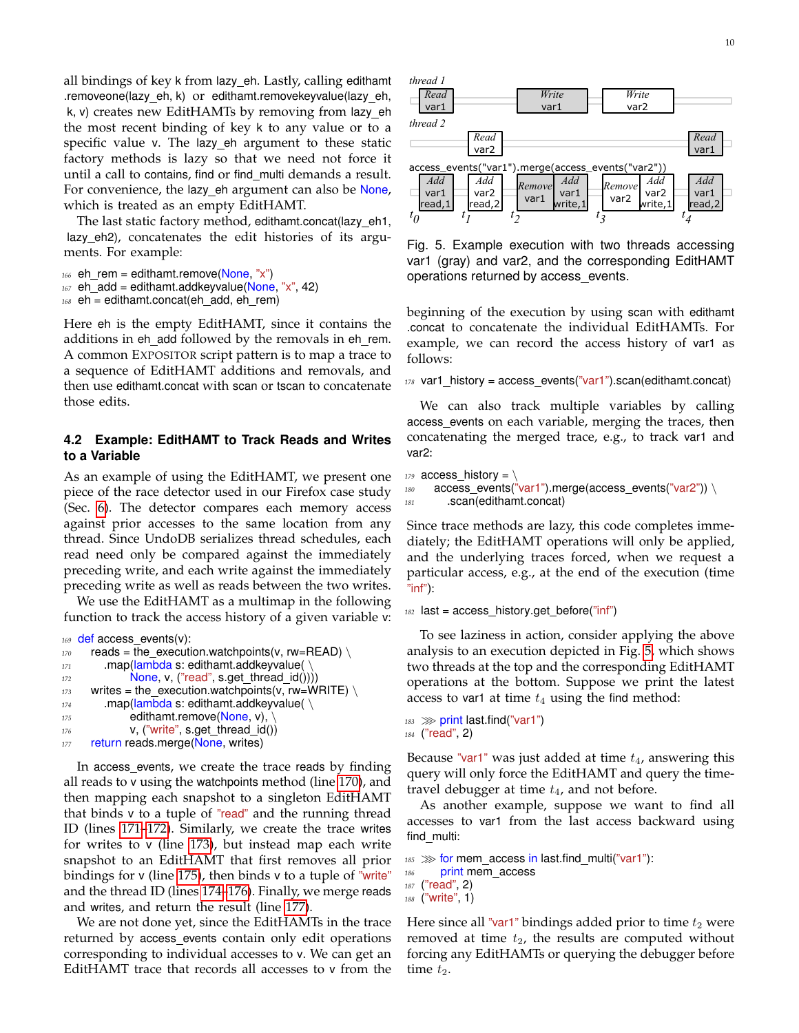all bindings of key k from lazy_eh. Lastly, calling editхamt .removeone(lazy_eh, k) or editхamt.removekeyvalue(lazy_eh, k, v) creates new EditHAMTs by removing from lazy_eh the most recent binding of key k to any value or to a specific value v. The lazy_eh argument to these static factory methods is lazy so that we need not force it until a call to contains, find or find_multi demands a result. For convenience, the lazy_eh argument can also be None, which is treated as an empty EditHAMT.

The last static factory method, edithamt.concat(lazy_eh1, lazy_eh2), concatenates the edit histories of its arguments. For example:

```
166 eh_rem = edithamt.remove(None, "x")
167 eh_add = edithamt.addkeyvalue(None, "x", 42)
168 eh = edithamt.concat(eh_add, eh_rem)
```

Here eh is the empty EditHAMT, since it contains the additions in eh_add followed by the removals in eh_rem. A common EXPOSITOR script pattern is to map a trace to a sequence of EditHAMT additions and removals, and then use edithamt.concat with scan or tscan to concatenate those edits.

### 4.2 Example: EditHAMT to Track Reads and Writes to a Variable

As an example of using the EditHAMT, we present one piece of the race detector used in our Firefox case study (Sec. 6). The detector compares each memory access against prior accesses to the same location from any thread. Since UndoDB serializes thread schedules, each read need only be compared against the immediately preceding write, and each write against the immediately preceding write as well as reads between the two writes.

We use the EditHAMT as a multimap in the following function to track the access history of a given variable v:

```
169 def access_events(v):
170     reads = the_execution.watchpoints(v, rw=READ) \
171         .map(lambda s: edithamt.addkeyvalue( \
172             None, v, ("read", s.get_thread_id())))
173     writes = the_execution.watchpoints(v, rw=WRITE) \
174         .map(lambda s: edithamt.addkeyvalue( \
175             edithamt.remove(None, v), \
176             v, ("write", s.get_thread_id())
177     return reads.merge(None, writes)
```

In access_events, we create the trace reads by finding all reads to v using the watchpoints method (line 170), and then mapping each snapshot to a singleton EditHAMT that binds v to a tuple of "read" and the running thread ID (lines 171–172). Similarly, we create the trace writes for writes to v (line 173), but instead map each write snapshot to an EditHAMT that first removes all prior bindings for v (line 175), then binds v to a tuple of "write" and the thread ID (lines 174–176). Finally, we merge reads and writes, and return the result (line 177).

We are not done yet, since the EditHAMTs in the trace returned by access_events contain only edit operations corresponding to individual accesses to v. We can get an EditHAMT trace that records all accesses to v from the beginning of the execution by using scan with edithamt .concat to concatenate the individual EditHAMTs. For example, we can record the access history of var1 as follows:

```
178 var1_history = access_events("var1").scan(edithamt.concat)
```

We can also track multiple variables by calling access_events on each variable, merging the traces, then concatenating the merged trace, e.g., to track var1 and var2:

```
179 access_history = \
180     access_events("var1").merge(access_events("var2")) \
181         .scan(edithamt.concat)
```

Since trace methods are lazy, this code completes immediately; the EditHAMT operations will only be applied, and the underlying traces forced, when we request a particular access, e.g., at the end of the execution (time "inf"):

```
182 last = access_history.get_before("inf")
```

To see laziness in action, consider applying the above analysis to an execution depicted in Fig. 5, which shows two threads at the top and the corresponding EditHAMT operations at the bottom. Suppose we print the latest access to var1 at time $t_4$ using the find method:

```
183 >>> print last.find("var1")
184 ("read", 2)
```

Because "var1" was just added at time $t_4$, answering this query will only force the EditHAMT and query the time-travel debugger at time $t_4$, and not before.

As another example, suppose we want to find all accesses to var1 from the last access backward using find_multi:

```
185 >>> for mem_access in last.find_multi("var1"):
186         print mem_access
187 ("read", 2)
188 ("write", 1)
```

Here since all "var1" bindings added prior to time $t_2$ were removed at time $t_2$, the results are computed without forcing any EditHAMTs or querying the debugger before time $t_2$.

Fig. 5. Example execution with two threads accessing var1 (gray) and var2, and the corresponding EditHAMT operations returned by access_events.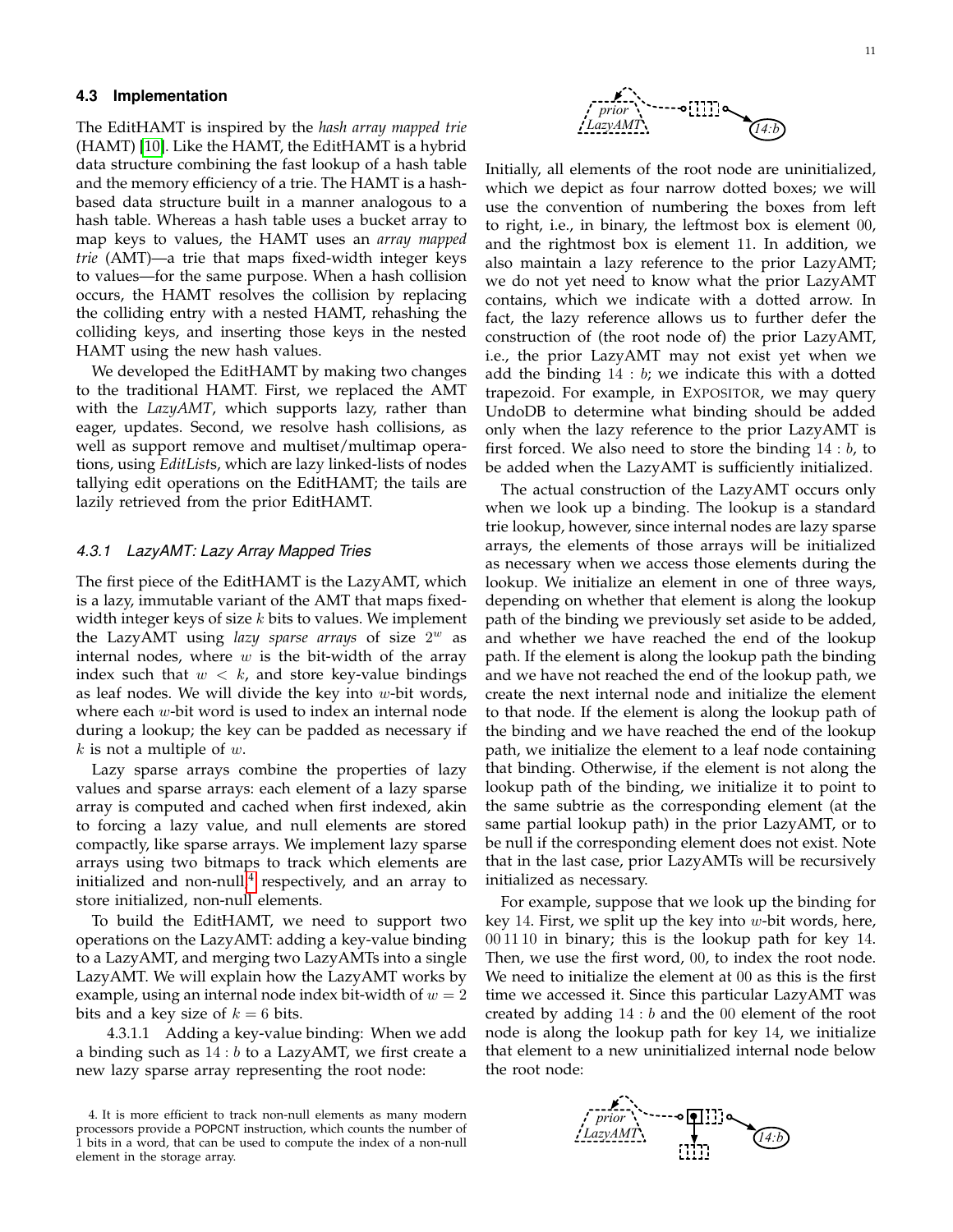### 4.3 Implementation

The EditHAMT is inspired by the *hash array mapped trie* (HAMT) [10]. Like the HAMT, the EditHAMT is a hybrid data structure combining the fast lookup of a hash table and the memory efficiency of a trie. The HAMT is a hash-based data structure built in a manner analogous to a hash table. Whereas a hash table uses a bucket array to map keys to values, the HAMT uses an *array mapped trie* (AMT)—a trie that maps fixed-width integer keys to values—for the same purpose. When a hash collision occurs, the HAMT resolves the collision by replacing the colliding entry with a nested HAMT, rehashing the colliding keys, and inserting those keys in the nested HAMT using the new hash values.

We developed the EditHAMT by making two changes to the traditional HAMT. First, we replaced the AMT with the *LazyAMT*, which supports lazy, rather than eager, updates. Second, we resolve hash collisions, as well as support remove and multiset/multimap operations, using *EditList*s, which are lazy linked-lists of nodes tallying edit operations on the EditHAMT; the tails are lazily retrieved from the prior EditHAMT.

#### 4.3.1 LazyAMT: Lazy Array Mapped Tries

The first piece of the EditHAMT is the LazyAMT, which is a lazy, immutable variant of the AMT that maps fixed-width integer keys of size $k$ bits to values. We implement the LazyAMT using *lazy sparse arrays* of size $2^w$ as internal nodes, where $w$ is the bit-width of the array index such that $w < k$, and store key-value bindings as leaf nodes. We will divide the key into $w$-bit words, where each $w$-bit word is used to index an internal node during a lookup; the key can be padded as necessary if $k$ is not a multiple of $w$.

Lazy sparse arrays combine the properties of lazy values and sparse arrays: each element of a lazy sparse array is computed and cached when first indexed, akin to forcing a lazy value, and null elements are stored compactly, like sparse arrays. We implement lazy sparse arrays using two bitmaps to track which elements are initialized and non-null[4] respectively, and an array to store initialized, non-null elements.

To build the EditHAMT, we need to support two operations on the LazyAMT: adding a key-value binding to a LazyAMT, and merging two LazyAMTs into a single LazyAMT. We will explain how the LazyAMT works by example, using an internal node index bit-width of $w = 2$ bits and a key size of $k = 6$ bits.

4.3.1.1 Adding a key-value binding: When we add a binding such as $14 : b$ to a LazyAMT, we first create a new lazy sparse array representing the root node:

Initially, all elements of the root node are uninitialized, which we depict as four narrow dotted boxes; we will use the convention of numbering the boxes from left to right, i.e., in binary, the leftmost box is element $00$, and the rightmost box is element $11$. In addition, we also maintain a lazy reference to the prior LazyAMT; we do not yet need to know what the prior LazyAMT contains, which we indicate with a dotted arrow. In fact, the lazy reference allows us to further defer the construction of (the root node of) the prior LazyAMT, i.e., the prior LazyAMT may not exist yet when we add the binding $14 : b$; we indicate this with a dotted trapezoid. For example, in EXPOSITOR, we may query UndoDB to determine what binding should be added only when the lazy reference to the prior LazyAMT is first forced. We also need to store the binding $14 : b$, to be added when the LazyAMT is sufficiently initialized.

The actual construction of the LazyAMT occurs only when we look up a binding. The lookup is a standard trie lookup, however, since internal nodes are lazy sparse arrays, the elements of those arrays will be initialized as necessary when we access those elements during the lookup. We initialize an element in one of three ways, depending on whether that element is along the lookup path of the binding we previously set aside to be added, and whether we have reached the end of the lookup path. If the element is along the lookup path the binding and we have not reached the end of the lookup path, we create the next internal node and initialize the element to that node. If the element is along the lookup path of the binding and we have reached the end of the lookup path, we initialize the element to a leaf node containing that binding. Otherwise, if the element is not along the lookup path of the binding, we initialize it to point to the same subtrie as the corresponding element (at the same partial lookup path) in the prior LazyAMT, or to be null if the corresponding element does not exist. Note that in the last case, prior LazyAMTs will be recursively initialized as necessary.

For example, suppose that we look up the binding for key $14$. First, we split up the key into $w$-bit words, here, $00\,11\,10$ in binary; this is the lookup path for key $14$. Then, we use the first word, $00$, to index the root node. We need to initialize the element at $00$ as this is the first time we accessed it. Since this particular LazyAMT was created by adding $14 : b$ and the $00$ element of the root node is along the lookup path for key $14$, we initialize that element to a new uninitialized internal node below the root node:

4. It is more efficient to track non-null elements as many modern processors provide a POPCNT instruction, which counts the number of 1 bits in a word, that can be used to compute the index of a non-null element in the storage array.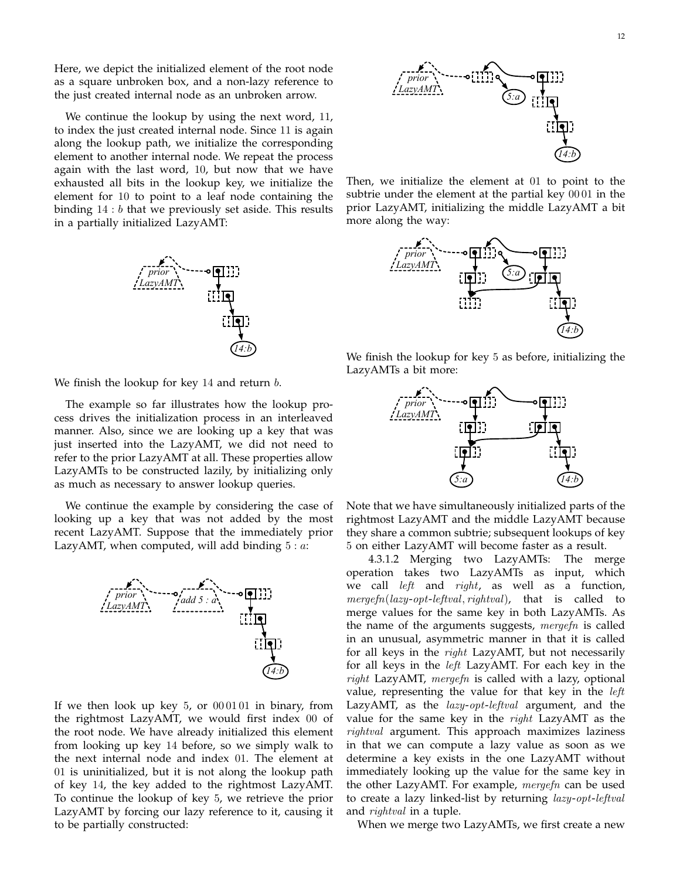Here, we depict the initialized element of the root node as a square unbroken box, and a non-lazy reference to the just created internal node as an unbroken arrow.

We continue the lookup by using the next word, 11, to index the just created internal node. Since 11 is again along the lookup path, we initialize the corresponding element to another internal node. We repeat the process again with the last word, 10, but now that we have exhausted all bits in the lookup key, we initialize the element for 10 to point to a leaf node containing the binding $14 : b$ that we previously set aside. This results in a partially initialized LazyAMT:

We finish the lookup for key 14 and return $b$.

The example so far illustrates how the lookup process drives the initialization process in an interleaved manner. Also, since we are looking up a key that was just inserted into the LazyAMT, we did not need to refer to the prior LazyAMT at all. These properties allow LazyAMTs to be constructed lazily, by initializing only as much as necessary to answer lookup queries.

We continue the example by considering the case of looking up a key that was not added by the most recent LazyAMT. Suppose that the immediately prior LazyAMT, when computed, will add binding $5 : a$:

If we then look up key 5, or 00 01 01 in binary, from the rightmost LazyAMT, we would first index 00 of the root node. We have already initialized this element from looking up key 14 before, so we simply walk to the next internal node and index 01. The element at 01 is uninitialized, but it is not along the lookup path of key 14, the key added to the rightmost LazyAMT. To continue the lookup of key 5, we retrieve the prior LazyAMT by forcing our lazy reference to it, causing it to be partially constructed:

Then, we initialize the element at 01 to point to the subtrie under the element at the partial key 00 01 in the prior LazyAMT, initializing the middle LazyAMT a bit more along the way:

We finish the lookup for key 5 as before, initializing the LazyAMTs a bit more:

Note that we have simultaneously initialized parts of the rightmost LazyAMT and the middle LazyAMT because they share a common subtrie; subsequent lookups of key 5 on either LazyAMT will become faster as a result.

4.3.1.2 Merging two LazyAMTs: The merge operation takes two LazyAMTs as input, which we call *left* and *right*, as well as a function, *mergefn*(*lazy-opt-leftval*, *rightval*), that is called to merge values for the same key in both LazyAMTs. As the name of the arguments suggests, *mergefn* is called in an unusual, asymmetric manner in that it is called for all keys in the *right* LazyAMT, but not necessarily for all keys in the *left* LazyAMT. For each key in the *right* LazyAMT, *mergefn* is called with a lazy, optional value, representing the value for that key in the *left* LazyAMT, as the *lazy-opt-leftval* argument, and the value for the same key in the *right* LazyAMT as the *rightval* argument. This approach maximizes laziness in that we can compute a lazy value as soon as we determine a key exists in the one LazyAMT without immediately looking up the value for the same key in the other LazyAMT. For example, *mergefn* can be used to create a lazy linked-list by returning *lazy-opt-leftval* and *rightval* in a tuple.

When we merge two LazyAMTs, we first create a new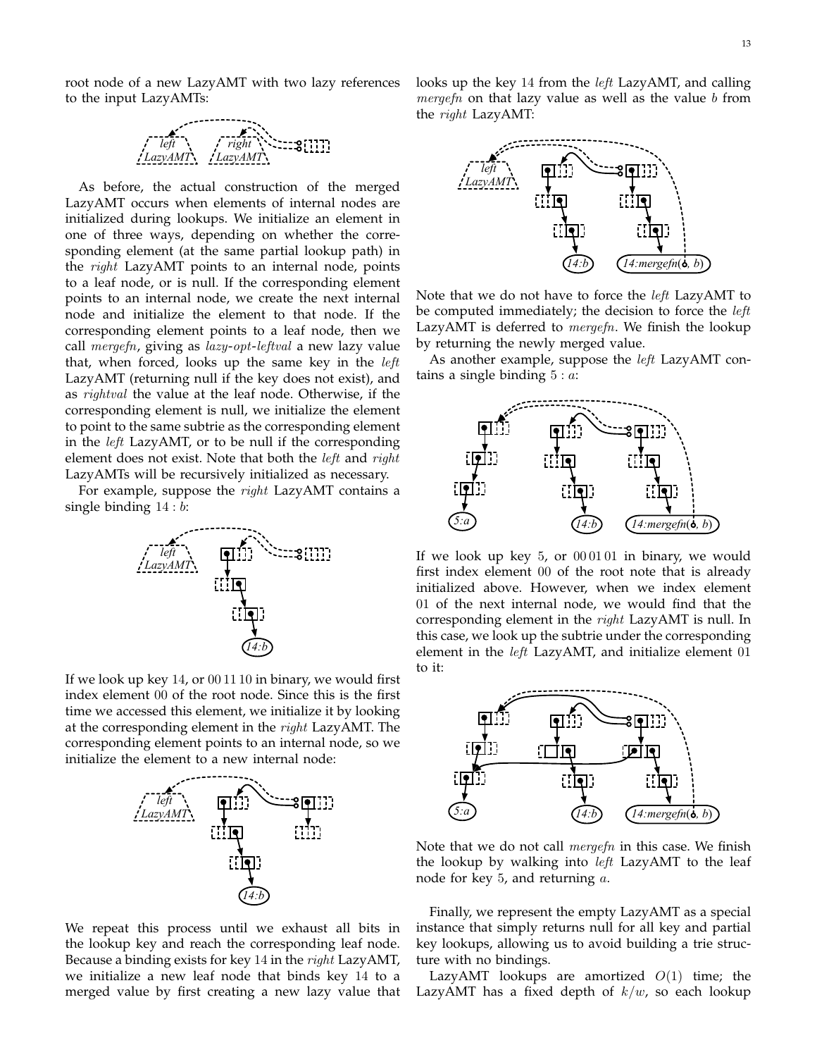root node of a new LazyAMT with two lazy references to the input LazyAMTs:

As before, the actual construction of the merged LazyAMT occurs when elements of internal nodes are initialized during lookups. We initialize an element in one of three ways, depending on whether the corresponding element (at the same partial lookup path) in the *right* LazyAMT points to an internal node, points to a leaf node, or is null. If the corresponding element points to an internal node, we create the next internal node and initialize the element to that node. If the corresponding element points to a leaf node, then we call *mergefn*, giving as *lazy-opt-leftval* a new lazy value that, when forced, looks up the same key in the *left* LazyAMT (returning null if the key does not exist), and as *rightval* the value at the leaf node. Otherwise, if the corresponding element is null, we initialize the element to point to the same subtrie as the corresponding element in the *left* LazyAMT, or to be null if the corresponding element does not exist. Note that both the *left* and *right* LazyAMTs will be recursively initialized as necessary.

For example, suppose the *right* LazyAMT contains a single binding $14 : b$:

If we look up key 14, or 00 11 10 in binary, we would first index element 00 of the root node. Since this is the first time we accessed this element, we initialize it by looking at the corresponding element in the *right* LazyAMT. The corresponding element points to an internal node, so we initialize the element to a new internal node:

We repeat this process until we exhaust all bits in the lookup key and reach the corresponding leaf node. Because a binding exists for key 14 in the *right* LazyAMT, we initialize a new leaf node that binds key 14 to a merged value by first creating a new lazy value that looks up the key 14 from the *left* LazyAMT, and calling *mergefn* on that lazy value as well as the value $b$ from the *right* LazyAMT:

Note that we do not have to force the *left* LazyAMT to be computed immediately; the decision to force the *left* LazyAMT is deferred to *mergefn*. We finish the lookup by returning the newly merged value.

As another example, suppose the *left* LazyAMT contains a single binding $5 : a$:

If we look up key 5, or 00 01 01 in binary, we would first index element 00 of the root note that is already initialized above. However, when we index element 01 of the next internal node, we would find that the corresponding element in the *right* LazyAMT is null. In this case, we look up the subtrie under the corresponding element in the *left* LazyAMT, and initialize element 01 to it:

Note that we do not call *mergefn* in this case. We finish the lookup by walking into *left* LazyAMT to the leaf node for key 5, and returning $a$.

Finally, we represent the empty LazyAMT as a special instance that simply returns null for all key and partial key lookups, allowing us to avoid building a trie structure with no bindings.

LazyAMT lookups are amortized $O(1)$ time; the LazyAMT has a fixed depth of $k/w$, so each lookup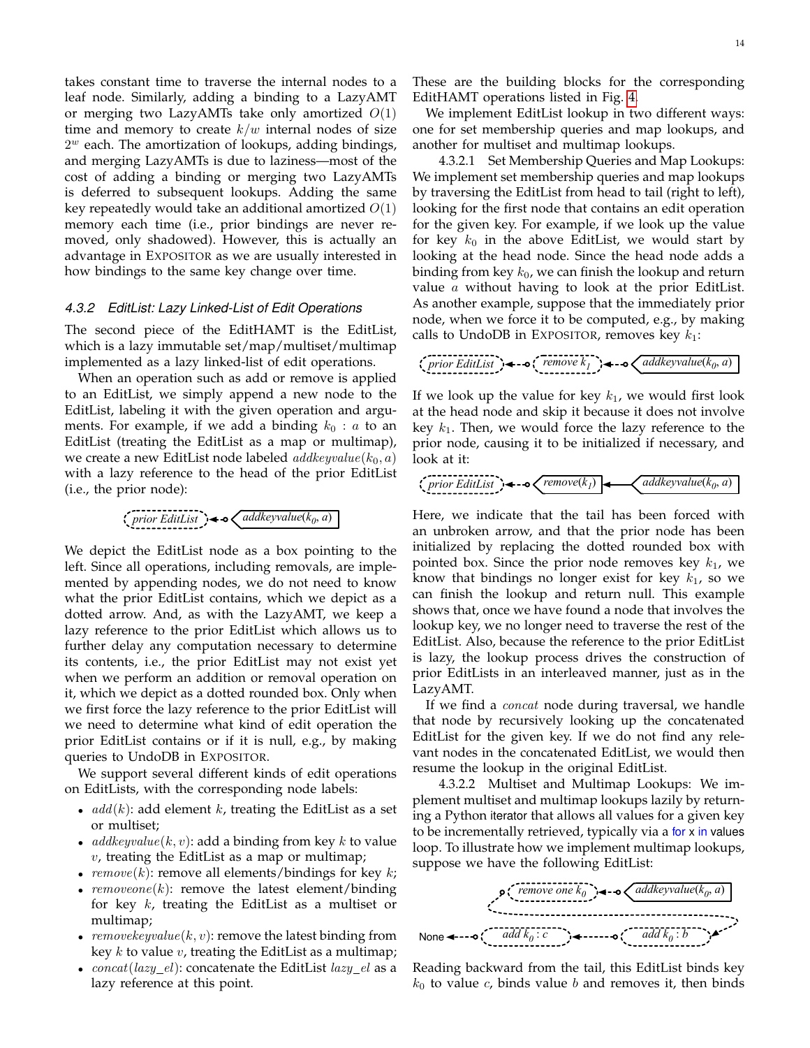takes constant time to traverse the internal nodes to a leaf node. Similarly, adding a binding to a LazyAMT or merging two LazyAMTs take only amortized $O(1)$ time and memory to create $k/w$ internal nodes of size $2^w$ each. The amortization of lookups, adding bindings, and merging LazyAMTs is due to laziness—most of the cost of adding a binding or merging two LazyAMTs is deferred to subsequent lookups. Adding the same key repeatedly would take an additional amortized $O(1)$ memory each time (i.e., prior bindings are never removed, only shadowed). However, this is actually an advantage in EXPOSITOR as we are usually interested in how bindings to the same key change over time.

#### 4.3.2 EditList: Lazy Linked-List of Edit Operations

The second piece of the EditHAMT is the EditList, which is a lazy immutable set/map/multiset/multimap implemented as a lazy linked-list of edit operations.

When an operation such as add or remove is applied to an EditList, we simply append a new node to the EditList, labeling it with the given operation and arguments. For example, if we add a binding $k_0 : a$ to an EditList (treating the EditList as a map or multimap), we create a new EditList node labeled $addkeyvalue(k_0, a)$ with a lazy reference to the head of the prior EditList (i.e., the prior node):

prior EditList ◂--∘ addkeyvalue($k_0$, a)

We depict the EditList node as a box pointing to the left. Since all operations, including removals, are implemented by appending nodes, we do not need to know what the prior EditList contains, which we depict as a dotted arrow. And, as with the LazyAMT, we keep a lazy reference to the prior EditList which allows us to further delay any computation necessary to determine its contents, i.e., the prior EditList may not exist yet when we perform an addition or removal operation on it, which we depict as a dotted rounded box. Only when we first force the lazy reference to the prior EditList will we need to determine what kind of edit operation the prior EditList contains or if it is null, e.g., by making queries to UndoDB in EXPOSITOR.

We support several different kinds of edit operations on EditLists, with the corresponding node labels:

- $add(k)$: add element $k$, treating the EditList as a set or multiset;
- $addkeyvalue(k, v)$: add a binding from key $k$ to value $v$, treating the EditList as a map or multimap;
- $remove(k)$: remove all elements/bindings for key $k$;
- $removeone(k)$: remove the latest element/binding for key $k$, treating the EditList as a multiset or multimap;
- $removekeyvalue(k, v)$: remove the latest binding from key $k$ to value $v$, treating the EditList as a multimap;
- $concat(lazy\_el)$: concatenate the EditList $lazy\_el$ as a lazy reference at this point.

These are the building blocks for the corresponding EditHAMT operations listed in Fig. 4.

We implement EditList lookup in two different ways: one for set membership queries and map lookups, and another for multiset and multimap lookups.

4.3.2.1 Set Membership Queries and Map Lookups: We implement set membership queries and map lookups by traversing the EditList from head to tail (right to left), looking for the first node that contains an edit operation for the given key. For example, if we look up the value for key $k_0$ in the above EditList, we would start by looking at the head node. Since the head node adds a binding from key $k_0$, we can finish the lookup and return value $a$ without having to look at the prior EditList. As another example, suppose that the immediately prior node, when we force it to be computed, e.g., by making calls to UndoDB in EXPOSITOR, removes key $k_1$:

prior EditList ◂--∘ remove $k_1$ ◂--∘ addkeyvalue($k_0$, a)

If we look up the value for key $k_1$, we would first look at the head node and skip it because it does not involve key $k_1$. Then, we would force the lazy reference to the prior node, causing it to be initialized if necessary, and look at it:

prior EditList ◂--∘ remove($k_1$) ◂—— addkeyvalue($k_0$, a)

Here, we indicate that the tail has been forced with an unbroken arrow, and that the prior node has been initialized by replacing the dotted rounded box with pointed box. Since the prior node removes key $k_1$, we know that bindings no longer exist for key $k_1$, so we can finish the lookup and return null. This example shows that, once we have found a node that involves the lookup key, we no longer need to traverse the rest of the EditList. Also, because the reference to the prior EditList is lazy, the lookup process drives the construction of prior EditLists in an interleaved manner, just as in the LazyAMT.

If we find a $concat$ node during traversal, we handle that node by recursively looking up the concatenated EditList for the given key. If we do not find any relevant nodes in the concatenated EditList, we would then resume the lookup in the original EditList.

4.3.2.2 Multiset and Multimap Lookups: We implement multiset and multimap lookups lazily by returning a Python iterator that allows all values for a given key to be incrementally retrieved, typically via a `for x in values` loop. To illustrate how we implement multimap lookups, suppose we have the following EditList:

None ◂--∘ add $k_0$ : c ◂--∘ add $k_0$ : b ◂--∘ remove one $k_0$ ◂--∘ addkeyvalue($k_0$, a)

Reading backward from the tail, this EditList binds key $k_0$ to value $c$, binds value $b$ and removes it, then binds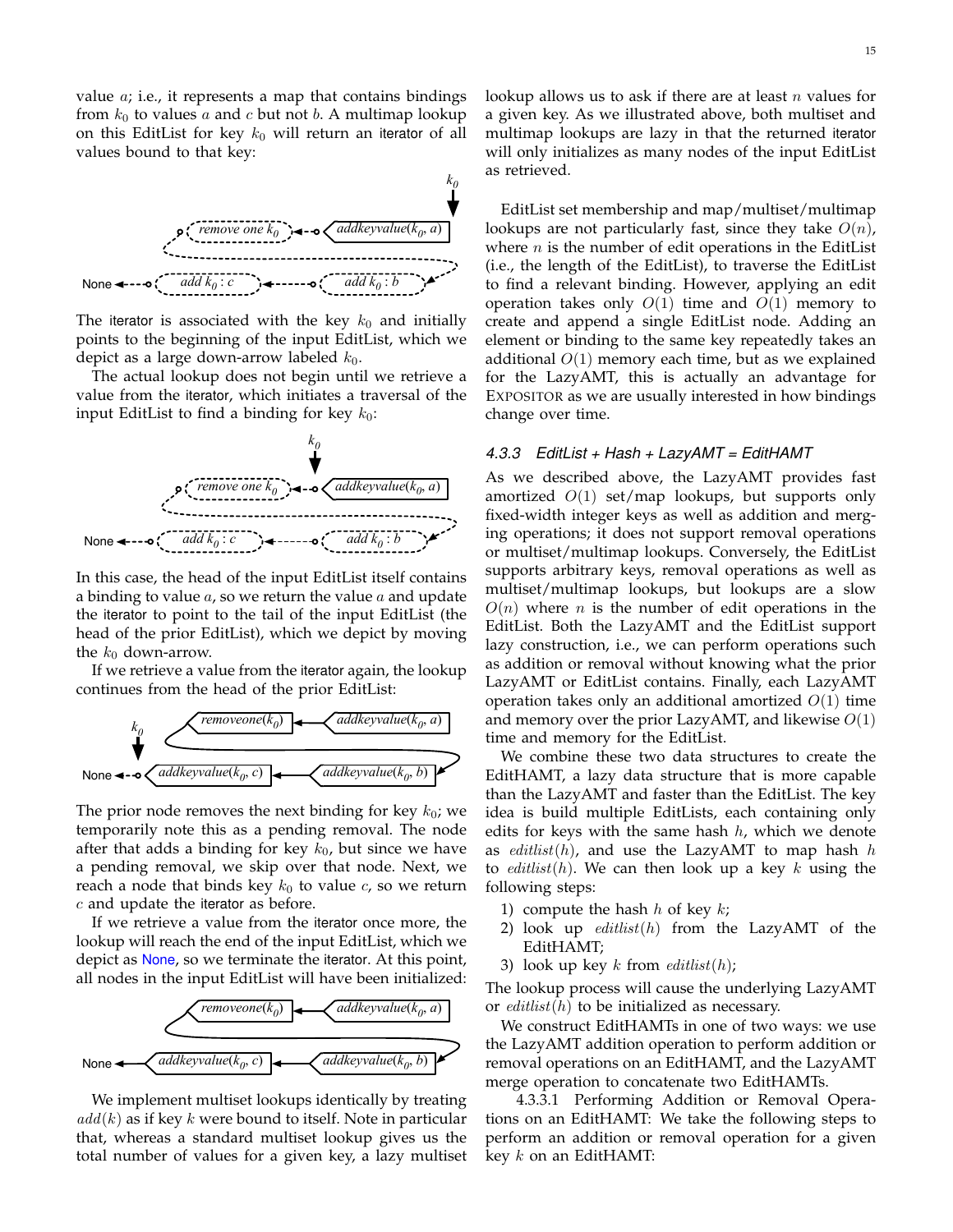value $a$; i.e., it represents a map that contains bindings from $k_0$ to values $a$ and $c$ but not $b$. A multimap lookup on this EditList for key $k_0$ will return an iterator of all values bound to that key:

The iterator is associated with the key $k_0$ and initially points to the beginning of the input EditList, which we depict as a large down-arrow labeled $k_0$.

The actual lookup does not begin until we retrieve a value from the iterator, which initiates a traversal of the input EditList to find a binding for key $k_0$:

In this case, the head of the input EditList itself contains a binding to value $a$, so we return the value $a$ and update the iterator to point to the tail of the input EditList (the head of the prior EditList), which we depict by moving the $k_0$ down-arrow.

If we retrieve a value from the iterator again, the lookup continues from the head of the prior EditList:

The prior node removes the next binding for key $k_0$; we temporarily note this as a pending removal. The node after that adds a binding for key $k_0$, but since we have a pending removal, we skip over that node. Next, we reach a node that binds key $k_0$ to value $c$, so we return $c$ and update the iterator as before.

If we retrieve a value from the iterator once more, the lookup will reach the end of the input EditList, which we depict as None, so we terminate the iterator. At this point, all nodes in the input EditList will have been initialized:

We implement multiset lookups identically by treating $add(k)$ as if key $k$ were bound to itself. Note in particular that, whereas a standard multiset lookup gives us the total number of values for a given key, a lazy multiset lookup allows us to ask if there are at least $n$ values for a given key. As we illustrated above, both multiset and multimap lookups are lazy in that the returned iterator will only initializes as many nodes of the input EditList as retrieved.

EditList set membership and map/multiset/multimap lookups are not particularly fast, since they take $O(n)$, where $n$ is the number of edit operations in the EditList (i.e., the length of the EditList), to traverse the EditList to find a relevant binding. However, applying an edit operation takes only $O(1)$ time and $O(1)$ memory to create and append a single EditList node. Adding an element or binding to the same key repeatedly takes an additional $O(1)$ memory each time, but as we explained for the LazyAMT, this is actually an advantage for EXPOSITOR as we are usually interested in how bindings change over time.

#### 4.3.3 EditList + Hash + LazyAMT = EditHAMT

As we described above, the LazyAMT provides fast amortized $O(1)$ set/map lookups, but supports only fixed-width integer keys as well as addition and merging operations; it does not support removal operations or multiset/multimap lookups. Conversely, the EditList supports arbitrary keys, removal operations as well as multiset/multimap lookups, but lookups are a slow $O(n)$ where $n$ is the number of edit operations in the EditList. Both the LazyAMT and the EditList support lazy construction, i.e., we can perform operations such as addition or removal without knowing what the prior LazyAMT or EditList contains. Finally, each LazyAMT operation takes only an additional amortized $O(1)$ time and memory over the prior LazyAMT, and likewise $O(1)$ time and memory for the EditList.

We combine these two data structures to create the EditHAMT, a lazy data structure that is more capable than the LazyAMT and faster than the EditList. The key idea is build multiple EditLists, each containing only edits for keys with the same hash $h$, which we denote as $editlist(h)$, and use the LazyAMT to map hash $h$ to $editlist(h)$. We can then look up a key $k$ using the following steps:

1) compute the hash $h$ of key $k$;
2) look up $editlist(h)$ from the LazyAMT of the EditHAMT;
3) look up key $k$ from $editlist(h)$;

The lookup process will cause the underlying LazyAMT or $editlist(h)$ to be initialized as necessary.

We construct EditHAMTs in one of two ways: we use the LazyAMT addition operation to perform addition or removal operations on an EditHAMT, and the LazyAMT merge operation to concatenate two EditHAMTs.

4.3.3.1 Performing Addition or Removal Operations on an EditHAMT: We take the following steps to perform an addition or removal operation for a given key $k$ on an EditHAMT: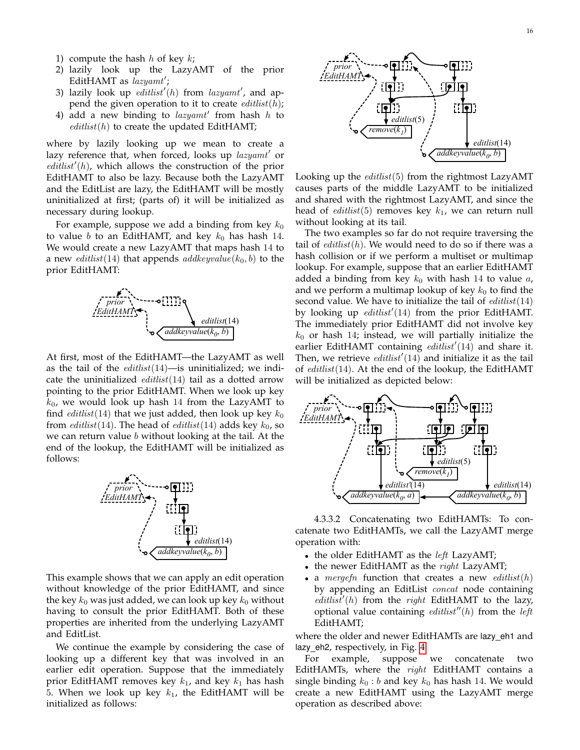1) compute the hash $h$ of key $k$;
2) lazily look up the LazyAMT of the prior EditHAMT as $lazyamt'$;
3) lazily look up $editlist'(h)$ from $lazyamt'$, and append the given operation to it to create $editlist(h)$;
4) add a new binding to $lazyamt'$ from hash $h$ to $editlist(h)$ to create the updated EditHAMT;

where by lazily looking up we mean to create a lazy reference that, when forced, looks up $lazyamt'$ or $editlist'(h)$, which allows the construction of the prior EditHAMT to also be lazy. Because both the LazyAMT and the EditList are lazy, the EditHAMT will be mostly uninitialized at first; (parts of) it will be initialized as necessary during lookup.

For example, suppose we add a binding from key $k_0$ to value $b$ to an EditHAMT, and key $k_0$ has hash 14. We would create a new LazyAMT that maps hash 14 to a new $editlist(14)$ that appends $addkeyvalue(k_0, b)$ to the prior EditHAMT:

At first, most of the EditHAMT—the LazyAMT as well as the tail of the $editlist(14)$—is uninitialized; we indicate the uninitialized $editlist(14)$ tail as a dotted arrow pointing to the prior EditHAMT. When we look up key $k_0$, we would look up hash 14 from the LazyAMT to find $editlist(14)$ that we just added, then look up key $k_0$ from $editlist(14)$. The head of $editlist(14)$ adds key $k_0$, so we can return value $b$ without looking at the tail. At the end of the lookup, the EditHAMT will be initialized as follows:

This example shows that we can apply an edit operation without knowledge of the prior EditHAMT, and since the key $k_0$ was just added, we can look up key $k_0$ without having to consult the prior EditHAMT. Both of these properties are inherited from the underlying LazyAMT and EditList.

We continue the example by considering the case of looking up a different key that was involved in an earlier edit operation. Suppose that the immediately prior EditHAMT removes key $k_1$, and key $k_1$ has hash 5. When we look up key $k_1$, the EditHAMT will be initialized as follows:

Looking up the $editlist(5)$ from the rightmost LazyAMT causes parts of the middle LazyAMT to be initialized and shared with the rightmost LazyAMT, and since the head of $editlist(5)$ removes key $k_1$, we can return null without looking at its tail.

The two examples so far do not require traversing the tail of $editlist(h)$. We would need to do so if there was a hash collision or if we perform a multiset or multimap lookup. For example, suppose that an earlier EditHAMT added a binding from key $k_0$ with hash 14 to value $a$, and we perform a multimap lookup of key $k_0$ to find the second value. We have to initialize the tail of $editlist(14)$ by looking up $editlist'(14)$ from the prior EditHAMT. The immediately prior EditHAMT did not involve key $k_0$ or hash 14; instead, we will partially initialize the earlier EditHAMT containing $editlist'(14)$ and share it. Then, we retrieve $editlist'(14)$ and initialize it as the tail of $editlist(14)$. At the end of the lookup, the EditHAMT will be initialized as depicted below:

4.3.3.2 Concatenating two EditHAMTs: To concatenate two EditHAMTs, we call the LazyAMT merge operation with:

- the older EditHAMT as the *left* LazyAMT;
- the newer EditHAMT as the *right* LazyAMT;
- a *mergefn* function that creates a new $editlist(h)$ by appending an EditList *concat* node containing $editlist'(h)$ from the *right* EditHAMT to the lazy, optional value containing $editlist''(h)$ from the *left* EditHAMT;

where the older and newer EditHAMTs are lazy_eh1 and lazy_eh2, respectively, in Fig. 4.

For example, suppose we concatenate two EditHAMTs, where the *right* EditHAMT contains a single binding $k_0 : b$ and key $k_0$ has hash 14. We would create a new EditHAMT using the LazyAMT merge operation as described above: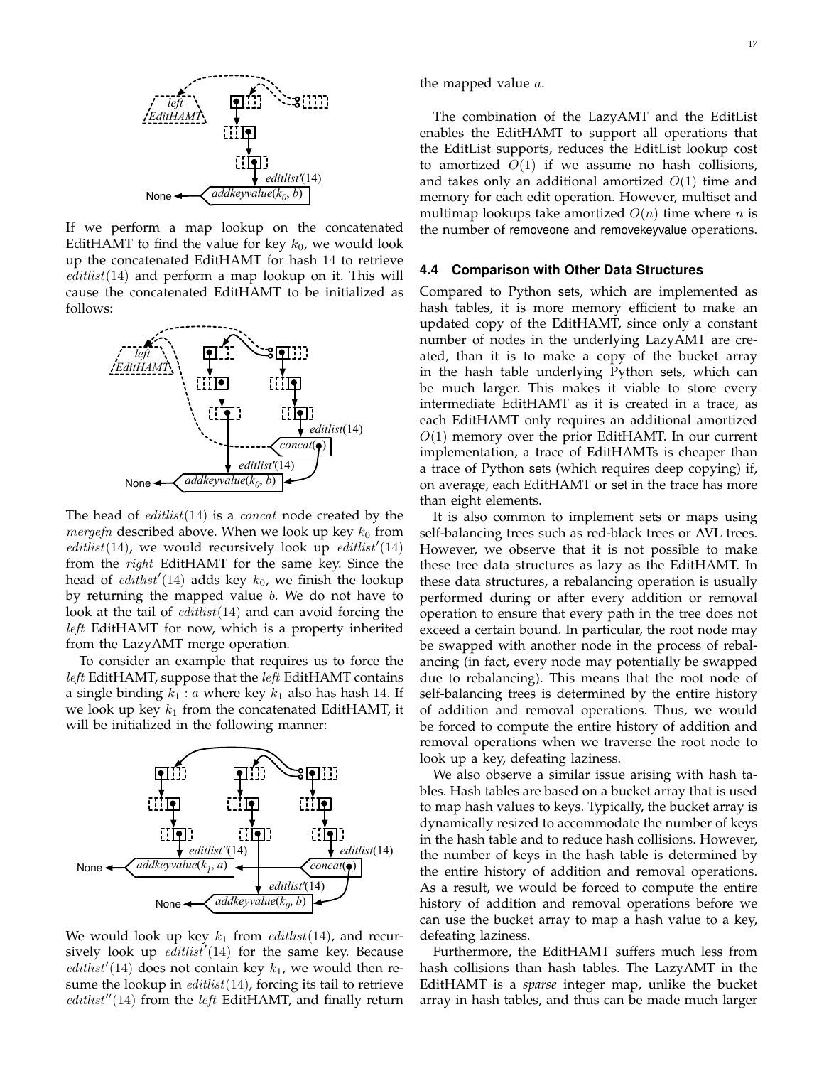If we perform a map lookup on the concatenated EditHAMT to find the value for key $k_0$, we would look up the concatenated EditHAMT for hash 14 to retrieve $editlist(14)$ and perform a map lookup on it. This will cause the concatenated EditHAMT to be initialized as follows:

The head of $editlist(14)$ is a $concat$ node created by the $mergefn$ described above. When we look up key $k_0$ from $editlist(14)$, we would recursively look up $editlist'(14)$ from the $right$ EditHAMT for the same key. Since the head of $editlist'(14)$ adds key $k_0$, we finish the lookup by returning the mapped value $b$. We do not have to look at the tail of $editlist(14)$ and can avoid forcing the $left$ EditHAMT for now, which is a property inherited from the LazyAMT merge operation.

To consider an example that requires us to force the $left$ EditHAMT, suppose that the $left$ EditHAMT contains a single binding $k_1 : a$ where key $k_1$ also has hash 14. If we look up key $k_1$ from the concatenated EditHAMT, it will be initialized in the following manner:

We would look up key $k_1$ from $editlist(14)$, and recursively look up $editlist'(14)$ for the same key. Because $editlist'(14)$ does not contain key $k_1$, we would then resume the lookup in $editlist(14)$, forcing its tail to retrieve $editlist''(14)$ from the $left$ EditHAMT, and finally return the mapped value $a$.

The combination of the LazyAMT and the EditList enables the EditHAMT to support all operations that the EditList supports, reduces the EditList lookup cost to amortized $O(1)$ if we assume no hash collisions, and takes only an additional amortized $O(1)$ time and memory for each edit operation. However, multiset and multimap lookups take amortized $O(n)$ time where $n$ is the number of removeone and removekeyvalue operations.

### 4.4 Comparison with Other Data Structures

Compared to Python sets, which are implemented as hash tables, it is more memory efficient to make an updated copy of the EditHAMT, since only a constant number of nodes in the underlying LazyAMT are created, than it is to make a copy of the bucket array in the hash table underlying Python sets, which can be much larger. This makes it viable to store every intermediate EditHAMT as it is created in a trace, as each EditHAMT only requires an additional amortized $O(1)$ memory over the prior EditHAMT. In our current implementation, a trace of EditHAMTs is cheaper than a trace of Python sets (which requires deep copying) if, on average, each EditHAMT or set in the trace has more than eight elements.

It is also common to implement sets or maps using self-balancing trees such as red-black trees or AVL trees. However, we observe that it is not possible to make these tree data structures as lazy as the EditHAMT. In these data structures, a rebalancing operation is usually performed during or after every addition or removal operation to ensure that every path in the tree does not exceed a certain bound. In particular, the root node may be swapped with another node in the process of rebalancing (in fact, every node may potentially be swapped due to rebalancing). This means that the root node of self-balancing trees is determined by the entire history of addition and removal operations. Thus, we would be forced to compute the entire history of addition and removal operations when we traverse the root node to look up a key, defeating laziness.

We also observe a similar issue arising with hash tables. Hash tables are based on a bucket array that is used to map hash values to keys. Typically, the bucket array is dynamically resized to accommodate the number of keys in the hash table and to reduce hash collisions. However, the number of keys in the hash table is determined by the entire history of addition and removal operations. As a result, we would be forced to compute the entire history of addition and removal operations before we can use the bucket array to map a hash value to a key, defeating laziness.

Furthermore, the EditHAMT suffers much less from hash collisions than hash tables. The LazyAMT in the EditHAMT is a *sparse* integer map, unlike the bucket array in hash tables, and thus can be made much larger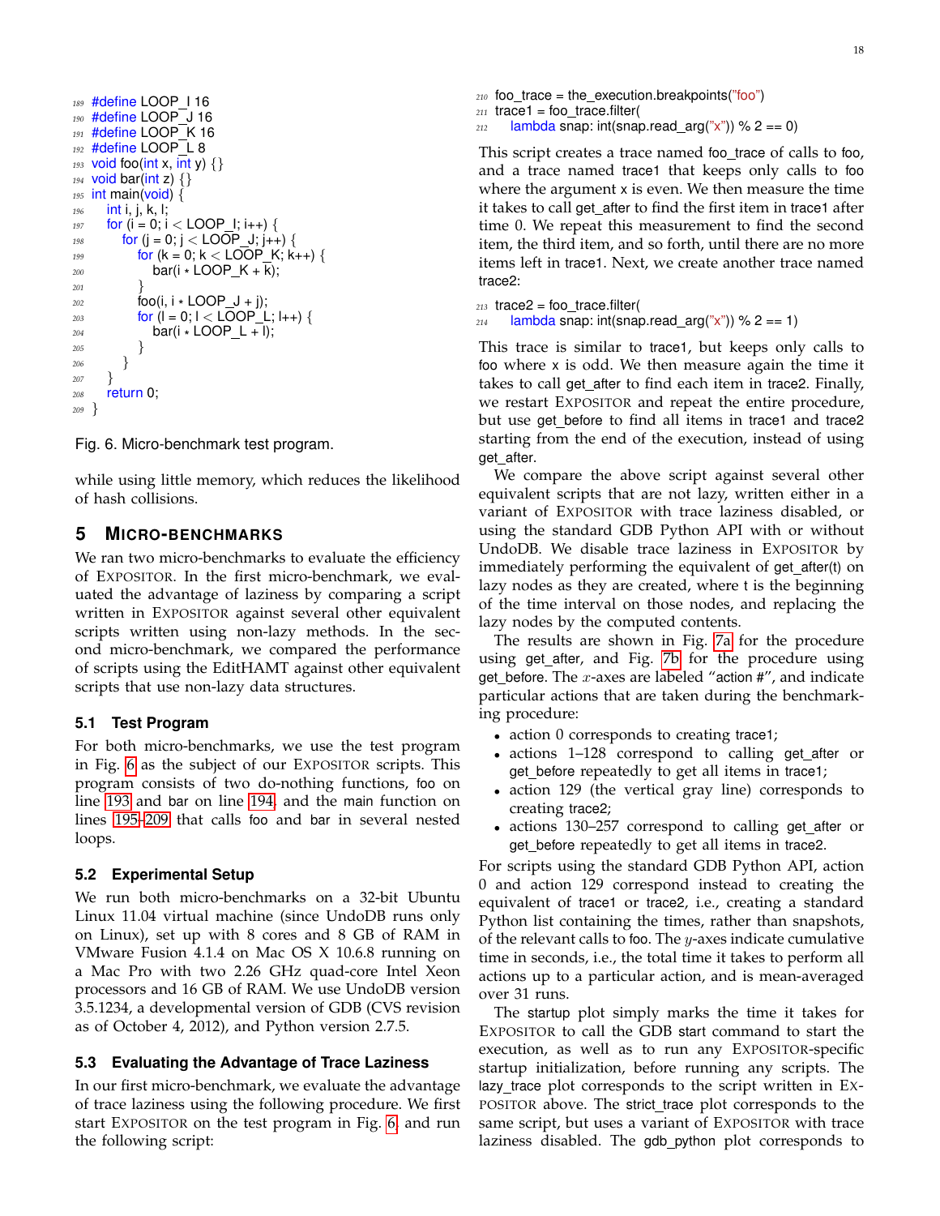```
#define LOOP_I 16
#define LOOP_J 16
#define LOOP_K 16
#define LOOP_L 8
void foo(int x, int y) {}
void bar(int z) {}
int main(void) {
    int i, j, k, l;
    for (i = 0; i < LOOP_I; i++) {
        for (j = 0; j < LOOP_J; j++) {
            for (k = 0; k < LOOP_K; k++) {
                bar(i * LOOP_K + k);
            }
            foo(i, i * LOOP_J + j);
            for (l = 0; l < LOOP_L; l++) {
                bar(i * LOOP_L + l);
            }
        }
    }
    return 0;
}
```

Fig. 6. Micro-benchmark test program.

while using little memory, which reduces the likelihood of hash collisions.

## 5 Micro-benchmarks

We ran two micro-benchmarks to evaluate the efficiency of Expositor. In the first micro-benchmark, we evaluated the advantage of laziness by comparing a script written in Expositor against several other equivalent scripts written using non-lazy methods. In the second micro-benchmark, we compared the performance of scripts using the EditHAMT against other equivalent scripts that use non-lazy data structures.

### 5.1 Test Program

For both micro-benchmarks, we use the test program in Fig. 6 as the subject of our Expositor scripts. This program consists of two do-nothing functions, foo on line 193 and bar on line 194, and the main function on lines 195–209 that calls foo and bar in several nested loops.

### 5.2 Experimental Setup

We run both micro-benchmarks on a 32-bit Ubuntu Linux 11.04 virtual machine (since UndoDB runs only on Linux), set up with 8 cores and 8 GB of RAM in VMware Fusion 4.1.4 on Mac OS X 10.6.8 running on a Mac Pro with two 2.26 GHz quad-core Intel Xeon processors and 16 GB of RAM. We use UndoDB version 3.5.1234, a developmental version of GDB (CVS revision as of October 4, 2012), and Python version 2.7.5.

### 5.3 Evaluating the Advantage of Trace Laziness

In our first micro-benchmark, we evaluate the advantage of trace laziness using the following procedure. We first start Expositor on the test program in Fig. 6 and run the following script:

```
foo_trace = the_execution.breakpoints("foo")
trace1 = foo_trace.filter(
    lambda snap: int(snap.read_arg("x")) % 2 == 0)
```

This script creates a trace named foo_trace of calls to foo, and a trace named trace1 that keeps only calls to foo where the argument x is even. We then measure the time it takes to call get_after to find the first item in trace1 after time 0. We repeat this measurement to find the second item, the third item, and so forth, until there are no more items left in trace1. Next, we create another trace named trace2:

```
trace2 = foo_trace.filter(
    lambda snap: int(snap.read_arg("x")) % 2 == 1)
```

This trace is similar to trace1, but keeps only calls to foo where x is odd. We then measure again the time it takes to call get_after to find each item in trace2. Finally, we restart Expositor and repeat the entire procedure, but use get_before to find all items in trace1 and trace2 starting from the end of the execution, instead of using get_after.

We compare the above script against several other equivalent scripts that are not lazy, written either in a variant of Expositor with trace laziness disabled, or using the standard GDB Python API with or without UndoDB. We disable trace laziness in Expositor by immediately performing the equivalent of get_after(t) on lazy nodes as they are created, where t is the beginning of the time interval on those nodes, and replacing the lazy nodes by the computed contents.

The results are shown in Fig. 7a for the procedure using get_after, and Fig. 7b for the procedure using get_before. The $x$-axes are labeled "action #", and indicate particular actions that are taken during the benchmarking procedure:

- action 0 corresponds to creating trace1;
- actions 1–128 correspond to calling get_after or get_before repeatedly to get all items in trace1;
- action 129 (the vertical gray line) corresponds to creating trace2;
- actions 130–257 correspond to calling get_after or get_before repeatedly to get all items in trace2.

For scripts using the standard GDB Python API, action 0 and action 129 correspond instead to creating the equivalent of trace1 or trace2, i.e., creating a standard Python list containing the times, rather than snapshots, of the relevant calls to foo. The $y$-axes indicate cumulative time in seconds, i.e., the total time it takes to perform all actions up to a particular action, and is mean-averaged over 31 runs.

The startup plot simply marks the time it takes for Expositor to call the GDB start command to start the execution, as well as to run any Expositor-specific startup initialization, before running any scripts. The lazy_trace plot corresponds to the script written in Expositor above. The strict_trace plot corresponds to the same script, but uses a variant of Expositor with trace laziness disabled. The gdb_python plot corresponds to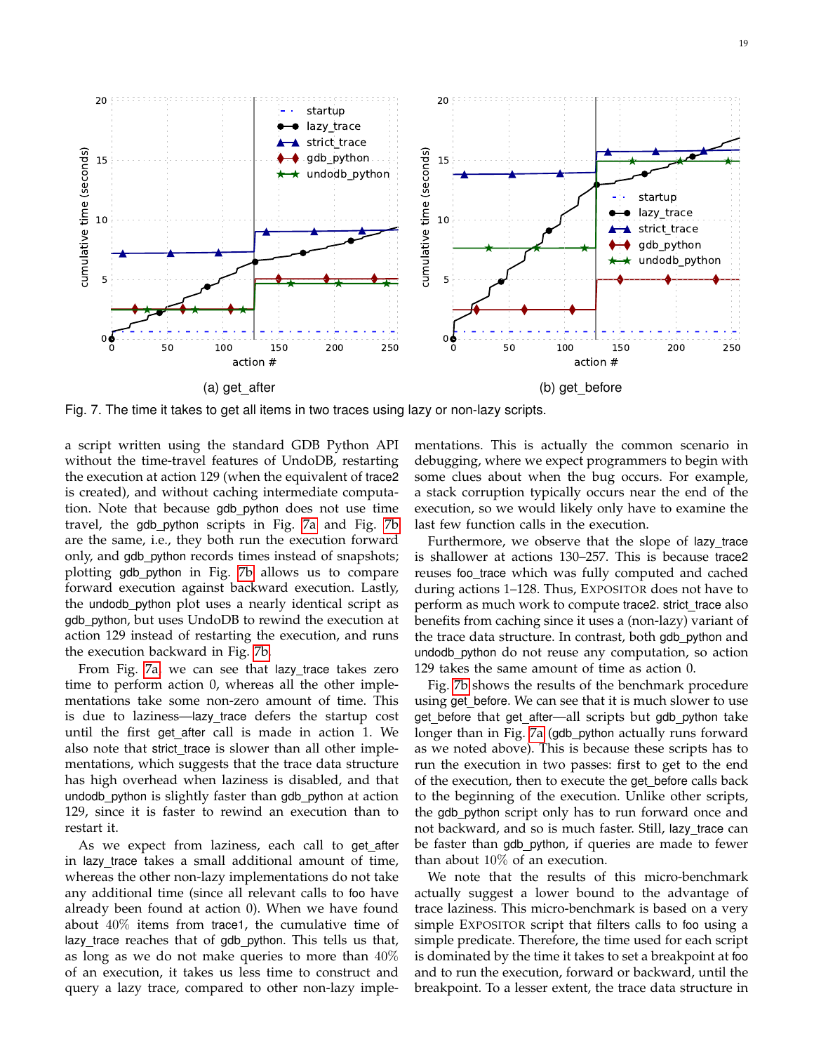(a) get_after

(b) get_before

Fig. 7. The time it takes to get all items in two traces using lazy or non-lazy scripts.

a script written using the standard GDB Python API without the time-travel features of UndoDB, restarting the execution at action 129 (when the equivalent of trace2 is created), and without caching intermediate computation. Note that because gdb_python does not use time travel, the gdb_python scripts in Fig. 7a and Fig. 7b are the same, i.e., they both run the execution forward only, and gdb_python records times instead of snapshots; plotting gdb_python in Fig. 7b allows us to compare forward execution against backward execution. Lastly, the undodb_python plot uses a nearly identical script as gdb_python, but uses UndoDB to rewind the execution at action 129 instead of restarting the execution, and runs the execution backward in Fig. 7b.

From Fig. 7a, we can see that lazy_trace takes zero time to perform action 0, whereas all the other implementations take some non-zero amount of time. This is due to laziness—lazy_trace defers the startup cost until the first get_after call is made in action 1. We also note that strict_trace is slower than all other implementations, which suggests that the trace data structure has high overhead when laziness is disabled, and that undodb_python is slightly faster than gdb_python at action 129, since it is faster to rewind an execution than to restart it.

As we expect from laziness, each call to get_after in lazy_trace takes a small additional amount of time, whereas the other non-lazy implementations do not take any additional time (since all relevant calls to foo have already been found at action 0). When we have found about $40\%$ items from trace1, the cumulative time of lazy_trace reaches that of gdb_python. This tells us that, as long as we do not make queries to more than $40\%$ of an execution, it takes us less time to construct and query a lazy trace, compared to other non-lazy implementations. This is actually the common scenario in debugging, where we expect programmers to begin with some clues about when the bug occurs. For example, a stack corruption typically occurs near the end of the execution, so we would likely only have to examine the last few function calls in the execution.

Furthermore, we observe that the slope of lazy_trace is shallower at actions 130–257. This is because trace2 reuses foo_trace which was fully computed and cached during actions 1–128. Thus, EXPOSITOR does not have to perform as much work to compute trace2. strict_trace also benefits from caching since it uses a (non-lazy) variant of the trace data structure. In contrast, both gdb_python and undodb_python do not reuse any computation, so action 129 takes the same amount of time as action 0.

Fig. 7b shows the results of the benchmark procedure using get_before. We can see that it is much slower to use get_before that get_after—all scripts but gdb_python take longer than in Fig. 7a (gdb_python actually runs forward as we noted above). This is because these scripts has to run the execution in two passes: first to get to the end of the execution, then to execute the get_before calls back to the beginning of the execution. Unlike other scripts, the gdb_python script only has to run forward once and not backward, and so is much faster. Still, lazy_trace can be faster than gdb_python, if queries are made to fewer than about $10\%$ of an execution.

We note that the results of this micro-benchmark actually suggest a lower bound to the advantage of trace laziness. This micro-benchmark is based on a very simple EXPOSITOR script that filters calls to foo using a simple predicate. Therefore, the time used for each script is dominated by the time it takes to set a breakpoint at foo and to run the execution, forward or backward, until the breakpoint. To a lesser extent, the trace data structure in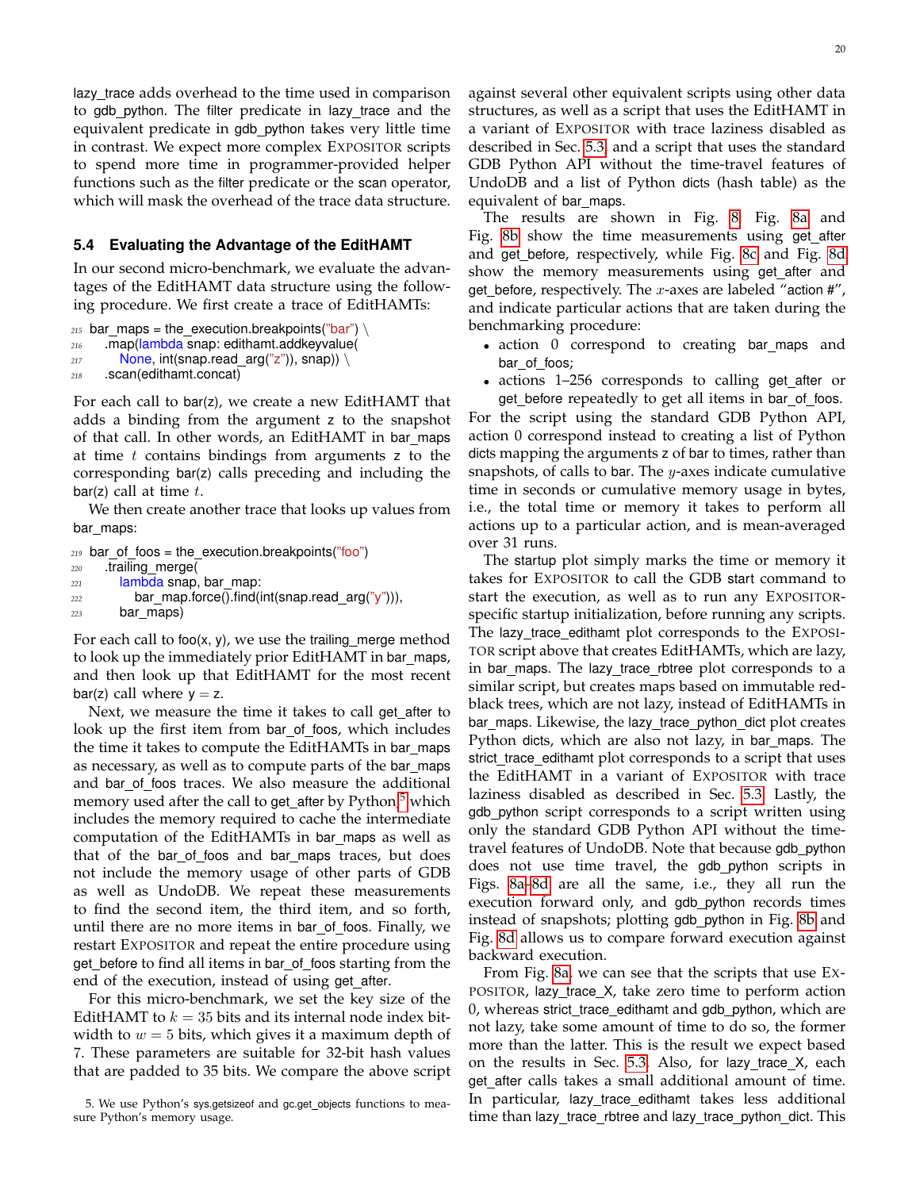lazy_trace adds overhead to the time used in comparison to gdb_python. The filter predicate in lazy_trace and the equivalent predicate in gdb_python takes very little time in contrast. We expect more complex EXPOSITOR scripts to spend more time in programmer-provided helper functions such as the filter predicate or the scan operator, which will mask the overhead of the trace data structure.

### 5.4 Evaluating the Advantage of the EditHAMT

In our second micro-benchmark, we evaluate the advantages of the EditHAMT data structure using the following procedure. We first create a trace of EditHAMTs:

```
215 bar_maps = the_execution.breakpoints("bar") \
216     .map(lambda snap: edithamt.addkeyvalue(
217         None, int(snap.read_arg("z")), snap)) \
218     .scan(edithamt.concat)
```

For each call to bar(z), we create a new EditHAMT that adds a binding from the argument z to the snapshot of that call. In other words, an EditHAMT in bar_maps at time $t$ contains bindings from arguments z to the corresponding bar(z) calls preceding and including the bar(z) call at time $t$.

We then create another trace that looks up values from bar_maps:

```
219 bar_of_foos = the_execution.breakpoints("foo")
220     .trailing_merge(
221         lambda snap, bar_map:
222             bar_map.force().find(int(snap.read_arg("y"))),
223         bar_maps)
```

For each call to foo(x, y), we use the trailing_merge method to look up the immediately prior EditHAMT in bar_maps, and then look up that EditHAMT for the most recent bar(z) call where y = z.

Next, we measure the time it takes to call get_after to look up the first item from bar_of_foos, which includes the time it takes to compute the EditHAMTs in bar_maps as necessary, as well as to compute parts of the bar_maps and bar_of_foos traces. We also measure the additional memory used after the call to get_after by Python,[5] which includes the memory required to cache the intermediate computation of the EditHAMTs in bar_maps as well as that of the bar_of_foos and bar_maps traces, but does not include the memory usage of other parts of GDB as well as UndoDB. We repeat these measurements to find the second item, the third item, and so forth, until there are no more items in bar_of_foos. Finally, we restart EXPOSITOR and repeat the entire procedure using get_before to find all items in bar_of_foos starting from the end of the execution, instead of using get_after.

For this micro-benchmark, we set the key size of the EditHAMT to $k = 35$ bits and its internal node index bit-width to $w = 5$ bits, which gives it a maximum depth of 7. These parameters are suitable for 32-bit hash values that are padded to 35 bits. We compare the above script against several other equivalent scripts using other data structures, as well as a script that uses the EditHAMT in a variant of EXPOSITOR with trace laziness disabled as described in Sec. 5.3, and a script that uses the standard GDB Python API without the time-travel features of UndoDB and a list of Python dicts (hash table) as the equivalent of bar_maps.

The results are shown in Fig. 8. Fig. 8a and Fig. 8b show the time measurements using get_after and get_before, respectively, while Fig. 8c and Fig. 8d show the memory measurements using get_after and get_before, respectively. The $x$-axes are labeled "action #", and indicate particular actions that are taken during the benchmarking procedure:

- action 0 correspond to creating bar_maps and bar_of_foos;
- actions 1–256 corresponds to calling get_after or get_before repeatedly to get all items in bar_of_foos.

For the script using the standard GDB Python API, action 0 correspond instead to creating a list of Python dicts mapping the arguments z of bar to times, rather than snapshots, of calls to bar. The $y$-axes indicate cumulative time in seconds or cumulative memory usage in bytes, i.e., the total time or memory it takes to perform all actions up to a particular action, and is mean-averaged over 31 runs.

The startup plot simply marks the time or memory it takes for EXPOSITOR to call the GDB start command to start the execution, as well as to run any EXPOSITOR-specific startup initialization, before running any scripts. The lazy_trace_edithamt plot corresponds to the EXPOSITOR script above that creates EditHAMTs, which are lazy, in bar_maps. The lazy_trace_rbtree plot corresponds to a similar script, but creates maps based on immutable red-black trees, which are not lazy, instead of EditHAMTs in bar_maps. Likewise, the lazy_trace_python_dict plot creates Python dicts, which are also not lazy, in bar_maps. The strict_trace_edithamt plot corresponds to a script that uses the EditHAMT in a variant of EXPOSITOR with trace laziness disabled as described in Sec. 5.3. Lastly, the gdb_python script corresponds to a script written using only the standard GDB Python API without the time-travel features of UndoDB. Note that because gdb_python does not use time travel, the gdb_python scripts in Figs. 8a–8d are all the same, i.e., they all run the execution forward only, and gdb_python records times instead of snapshots; plotting gdb_python in Fig. 8b and Fig. 8d allows us to compare forward execution against backward execution.

From Fig. 8a, we can see that the scripts that use EXPOSITOR, lazy_trace_X, take zero time to perform action 0, whereas strict_trace_edithamt and gdb_python, which are not lazy, take some amount of time to do so, the former more than the latter. This is the result we expect based on the results in Sec. 5.3. Also, for lazy_trace_X, each get_after calls takes a small additional amount of time. In particular, lazy_trace_edithamt takes less additional time than lazy_trace_rbtree and lazy_trace_python_dict. This

5. We use Python's sys.getsizeof and gc.get_objects functions to measure Python's memory usage.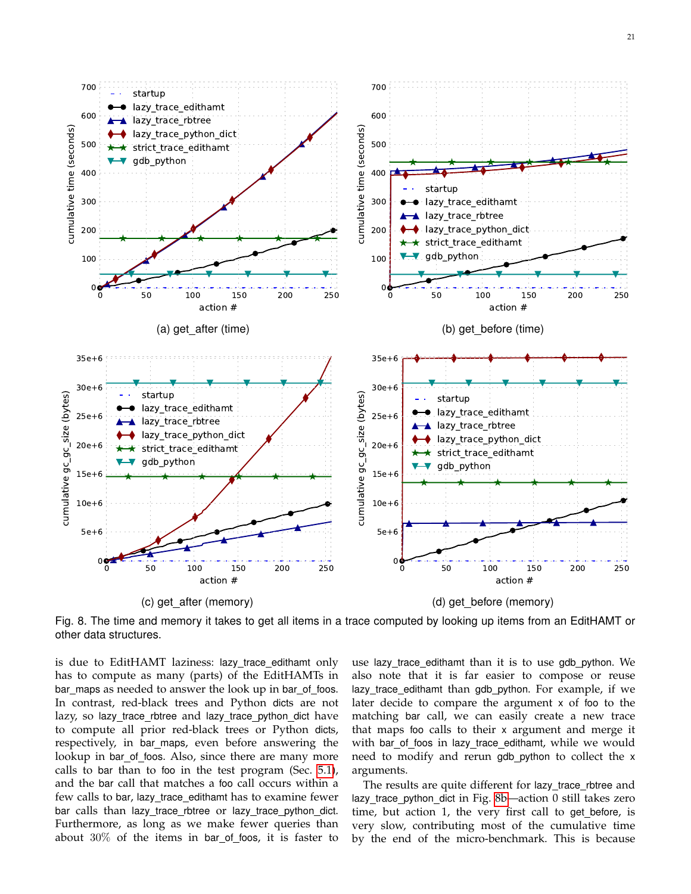(a) get_after (time)

(b) get_before (time)

(c) get_after (memory)

(d) get_before (memory)

Fig. 8. The time and memory it takes to get all items in a trace computed by looking up items from an EditHAMT or other data structures.

is due to EditHAMT laziness: lazy_trace_edithamt only has to compute as many (parts) of the EditHAMTs in bar_maps as needed to answer the look up in bar_of_foos. In contrast, red-black trees and Python dicts are not lazy, so lazy_trace_rbtree and lazy_trace_python_dict have to compute all prior red-black trees or Python dicts, respectively, in bar_maps, even before answering the lookup in bar_of_foos. Also, since there are many more calls to bar than to foo in the test program (Sec. 5.1), and the bar call that matches a foo call occurs within a few calls to bar, lazy_trace_edithamt has to examine fewer bar calls than lazy_trace_rbtree or lazy_trace_python_dict. Furthermore, as long as we make fewer queries than about 30% of the items in bar_of_foos, it is faster to use lazy_trace_edithamt than it is to use gdb_python. We also note that it is far easier to compose or reuse lazy_trace_edithamt than gdb_python. For example, if we later decide to compare the argument x of foo to the matching bar call, we can easily create a new trace that maps foo calls to their x argument and merge it with bar_of_foos in lazy_trace_edithamt, while we would need to modify and rerun gdb_python to collect the x arguments.

The results are quite different for lazy_trace_rbtree and lazy_trace_python_dict in Fig. 8b—action 0 still takes zero time, but action 1, the very first call to get_before, is very slow, contributing most of the cumulative time by the end of the micro-benchmark. This is because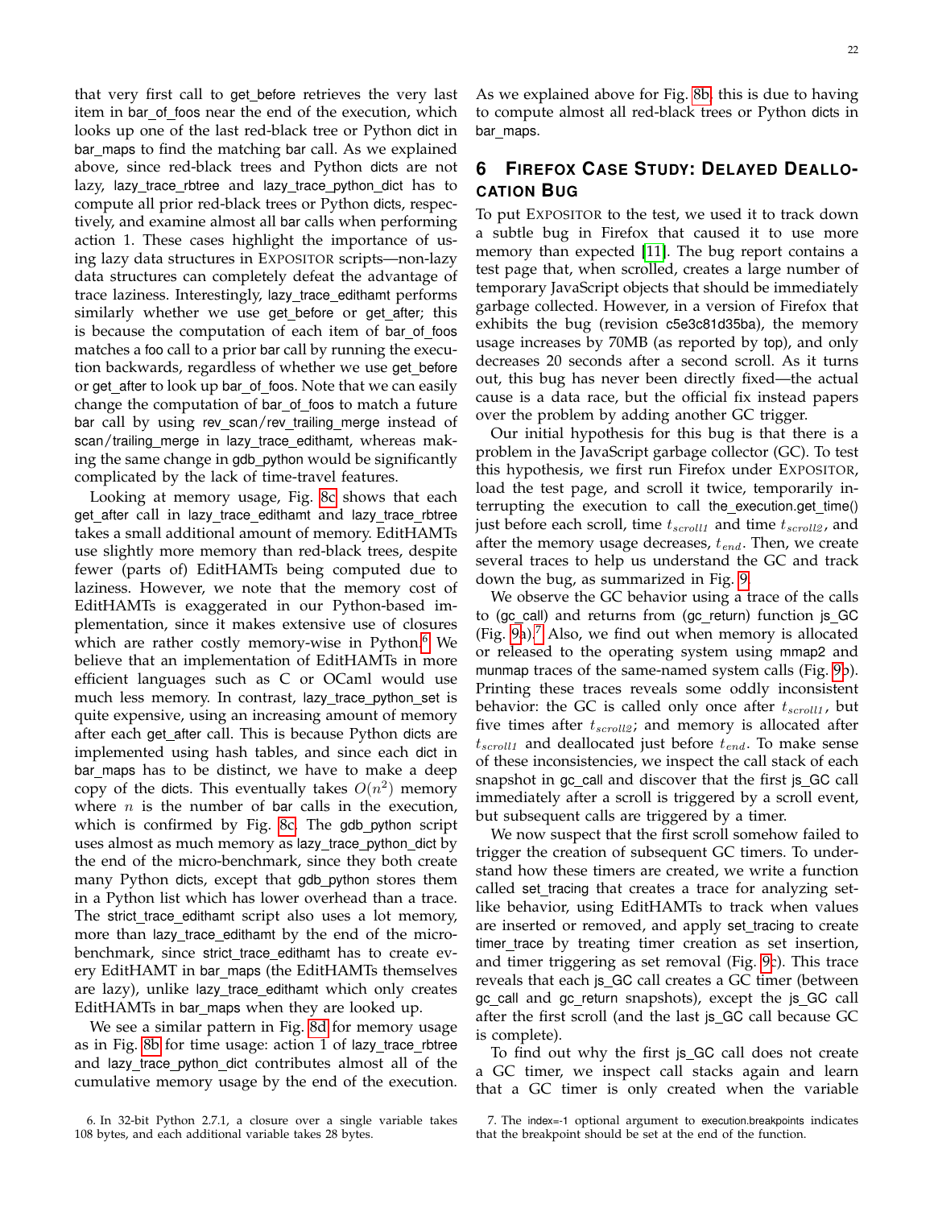that very first call to get_before retrieves the very last item in bar_of_foos near the end of the execution, which looks up one of the last red-black tree or Python dict in bar_maps to find the matching bar call. As we explained above, since red-black trees and Python dicts are not lazy, lazy_trace_rbtree and lazy_trace_python_dict has to compute all prior red-black trees or Python dicts, respectively, and examine almost all bar calls when performing action 1. These cases highlight the importance of using lazy data structures in EXPOSITOR scripts—non-lazy data structures can completely defeat the advantage of trace laziness. Interestingly, lazy_trace_edithamt performs similarly whether we use get_before or get_after; this is because the computation of each item of bar_of_foos matches a foo call to a prior bar call by running the execution backwards, regardless of whether we use get_before or get_after to look up bar_of_foos. Note that we can easily change the computation of bar_of_foos to match a future bar call by using rev_scan/rev_trailing_merge instead of scan/trailing_merge in lazy_trace_edithamt, whereas making the same change in gdb_python would be significantly complicated by the lack of time-travel features.

Looking at memory usage, Fig. 8c shows that each get_after call in lazy_trace_edithamt and lazy_trace_rbtree takes a small additional amount of memory. EditHAMTs use slightly more memory than red-black trees, despite fewer (parts of) EditHAMTs being computed due to laziness. However, we note that the memory cost of EditHAMTs is exaggerated in our Python-based implementation, since it makes extensive use of closures which are rather costly memory-wise in Python.[6] We believe that an implementation of EditHAMTs in more efficient languages such as C or OCaml would use much less memory. In contrast, lazy_trace_python_set is quite expensive, using an increasing amount of memory after each get_after call. This is because Python dicts are implemented using hash tables, and since each dict in bar_maps has to be distinct, we have to make a deep copy of the dicts. This eventually takes $O(n^2)$ memory where $n$ is the number of bar calls in the execution, which is confirmed by Fig. 8c. The gdb_python script uses almost as much memory as lazy_trace_python_dict by the end of the micro-benchmark, since they both create many Python dicts, except that gdb_python stores them in a Python list which has lower overhead than a trace. The strict_trace_edithamt script also uses a lot memory, more than lazy_trace_edithamt by the end of the micro-benchmark, since strict_trace_edithamt has to create every EditHAMT in bar_maps (the EditHAMTs themselves are lazy), unlike lazy_trace_edithamt which only creates EditHAMTs in bar_maps when they are looked up.

We see a similar pattern in Fig. 8d for memory usage as in Fig. 8b for time usage: action 1 of lazy_trace_rbtree and lazy_trace_python_dict contributes almost all of the cumulative memory usage by the end of the execution. As we explained above for Fig. 8b, this is due to having to compute almost all red-black trees or Python dicts in bar_maps.

## 6 Firefox Case Study: Delayed Deallocation Bug

To put EXPOSITOR to the test, we used it to track down a subtle bug in Firefox that caused it to use more memory than expected [11]. The bug report contains a test page that, when scrolled, creates a large number of temporary JavaScript objects that should be immediately garbage collected. However, in a version of Firefox that exhibits the bug (revision c5e3c81d35ba), the memory usage increases by 70MB (as reported by top), and only decreases 20 seconds after a second scroll. As it turns out, this bug has never been directly fixed—the actual cause is a data race, but the official fix instead papers over the problem by adding another GC trigger.

Our initial hypothesis for this bug is that there is a problem in the JavaScript garbage collector (GC). To test this hypothesis, we first run Firefox under EXPOSITOR, load the test page, and scroll it twice, temporarily interrupting the execution to call the_execution.get_time() just before each scroll, time $t_{scroll1}$ and time $t_{scroll2}$, and after the memory usage decreases, $t_{end}$. Then, we create several traces to help us understand the GC and track down the bug, as summarized in Fig. 9.

We observe the GC behavior using a trace of the calls to (gc_call) and returns from (gc_return) function js_GC (Fig. 9a).[7] Also, we find out when memory is allocated or released to the operating system using mmap2 and munmap traces of the same-named system calls (Fig. 9b). Printing these traces reveals some oddly inconsistent behavior: the GC is called only once after $t_{scroll1}$, but five times after $t_{scroll2}$; and memory is allocated after $t_{scroll1}$ and deallocated just before $t_{end}$. To make sense of these inconsistencies, we inspect the call stack of each snapshot in gc_call and discover that the first js_GC call immediately after a scroll is triggered by a scroll event, but subsequent calls are triggered by a timer.

We now suspect that the first scroll somehow failed to trigger the creation of subsequent GC timers. To understand how these timers are created, we write a function called set_tracing that creates a trace for analyzing set-like behavior, using EditHAMTs to track when values are inserted or removed, and apply set_tracing to create timer_trace by treating timer creation as set insertion, and timer triggering as set removal (Fig. 9c). This trace reveals that each js_GC call creates a GC timer (between gc_call and gc_return snapshots), except the js_GC call after the first scroll (and the last js_GC call because GC is complete).

To find out why the first js_GC call does not create a GC timer, we inspect call stacks again and learn that a GC timer is only created when the variable

6. In 32-bit Python 2.7.1, a closure over a single variable takes 108 bytes, and each additional variable takes 28 bytes.

7. The index=-1 optional argument to execution.breakpoints indicates that the breakpoint should be set at the end of the function.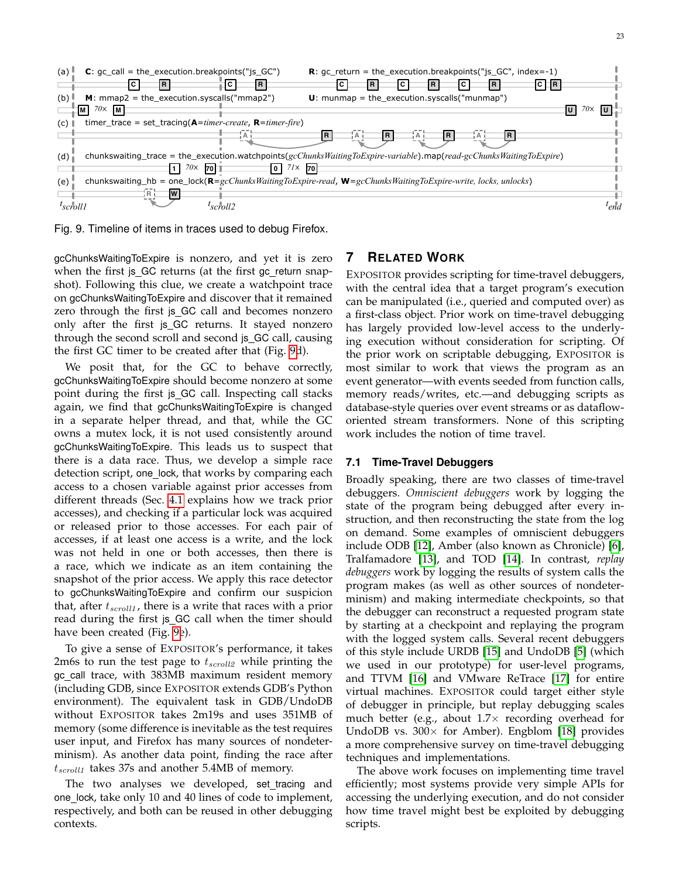Fig. 9. Timeline of items in traces used to debug Firefox.

gcChunksWaitingToExpire is nonzero, and yet it is zero when the first js_GC returns (at the first gc_return snapshot). Following this clue, we create a watchpoint trace on gcChunksWaitingToExpire and discover that it remained zero through the first js_GC call and becomes nonzero only after the first js_GC returns. It stayed nonzero through the second scroll and second js_GC call, causing the first GC timer to be created after that (Fig. 9d).

We posit that, for the GC to behave correctly, gcChunksWaitingToExpire should become nonzero at some point during the first js_GC call. Inspecting call stacks again, we find that gcChunksWaitingToExpire is changed in a separate helper thread, and that, while the GC owns a mutex lock, it is not used consistently around gcChunksWaitingToExpire. This leads us to suspect that there is a data race. Thus, we develop a simple race detection script, one_lock, that works by comparing each access to a chosen variable against prior accesses from different threads (Sec. 4.1 explains how we track prior accesses), and checking if a particular lock was acquired or released prior to those accesses. For each pair of accesses, if at least one access is a write, and the lock was not held in one or both accesses, then there is a race, which we indicate as an item containing the snapshot of the prior access. We apply this race detector to gcChunksWaitingToExpire and confirm our suspicion that, after $t_{scroll1}$, there is a write that races with a prior read during the first js_GC call when the timer should have been created (Fig. 9e).

To give a sense of EXPOSITOR's performance, it takes 2m6s to run the test page to $t_{scroll2}$ while printing the gc_call trace, with 383MB maximum resident memory (including GDB, since EXPOSITOR extends GDB's Python environment). The equivalent task in GDB/UndoDB without EXPOSITOR takes 2m19s and uses 351MB of memory (some difference is inevitable as the test requires user input, and Firefox has many sources of nondeterminism). As another data point, finding the race after $t_{scroll1}$ takes 37s and another 5.4MB of memory.

The two analyses we developed, set_tracing and one_lock, take only 10 and 40 lines of code to implement, respectively, and both can be reused in other debugging contexts.

## 7 Related Work

EXPOSITOR provides scripting for time-travel debuggers, with the central idea that a target program's execution can be manipulated (i.e., queried and computed over) as a first-class object. Prior work on time-travel debugging has largely provided low-level access to the underlying execution without consideration for scripting. Of the prior work on scriptable debugging, EXPOSITOR is most similar to work that views the program as an event generator—with events seeded from function calls, memory reads/writes, etc.—and debugging scripts as database-style queries over event streams or as dataflow-oriented stream transformers. None of this scripting work includes the notion of time travel.

### 7.1 Time-Travel Debuggers

Broadly speaking, there are two classes of time-travel debuggers. *Omniscient debuggers* work by logging the state of the program being debugged after every instruction, and then reconstructing the state from the log on demand. Some examples of omniscient debuggers include ODB [12], Amber (also known as Chronicle) [6], Tralfamadore [13], and TOD [14]. In contrast, *replay debuggers* work by logging the results of system calls the program makes (as well as other sources of nondeterminism) and making intermediate checkpoints, so that the debugger can reconstruct a requested program state by starting at a checkpoint and replaying the program with the logged system calls. Several recent debuggers of this style include URDB [15] and UndoDB [5] (which we used in our prototype) for user-level programs, and TTVM [16] and VMware ReTrace [17] for entire virtual machines. EXPOSITOR could target either style of debugger in principle, but replay debugging scales much better (e.g., about 1.7× recording overhead for UndoDB vs. 300× for Amber). Engblom [18] provides a more comprehensive survey on time-travel debugging techniques and implementations.

The above work focuses on implementing time travel efficiently; most systems provide very simple APIs for accessing the underlying execution, and do not consider how time travel might best be exploited by debugging scripts.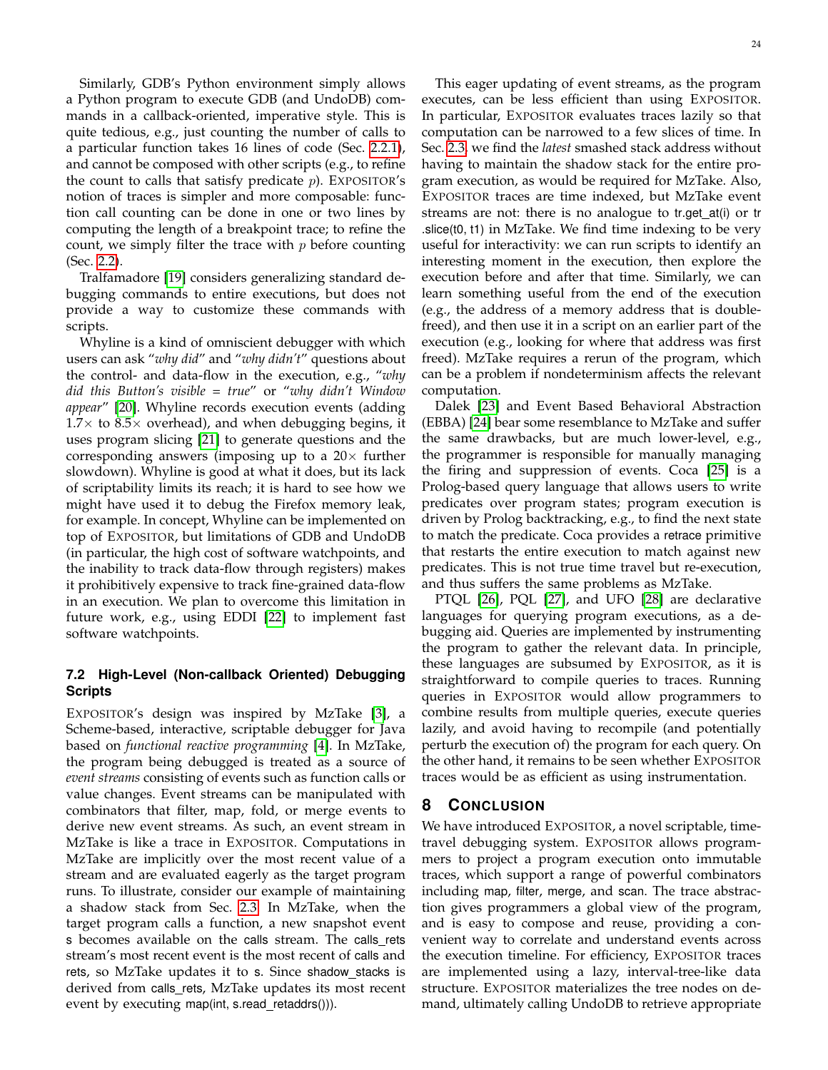Similarly, GDB's Python environment simply allows a Python program to execute GDB (and UndoDB) commands in a callback-oriented, imperative style. This is quite tedious, e.g., just counting the number of calls to a particular function takes 16 lines of code (Sec. 2.2.1), and cannot be composed with other scripts (e.g., to refine the count to calls that satisfy predicate $p$). EXPOSITOR's notion of traces is simpler and more composable: function call counting can be done in one or two lines by computing the length of a breakpoint trace; to refine the count, we simply filter the trace with $p$ before counting (Sec. 2.2).

Tralfamadore [19] considers generalizing standard debugging commands to entire executions, but does not provide a way to customize these commands with scripts.

Whyline is a kind of omniscient debugger with which users can ask "*why did*" and "*why didn't*" questions about the control- and data-flow in the execution, e.g., "*why did this Button's visible = true*" or "*why didn't Window appear*" [20]. Whyline records execution events (adding $1.7\times$ to $8.5\times$ overhead), and when debugging begins, it uses program slicing [21] to generate questions and the corresponding answers (imposing up to a $20\times$ further slowdown). Whyline is good at what it does, but its lack of scriptability limits its reach; it is hard to see how we might have used it to debug the Firefox memory leak, for example. In concept, Whyline can be implemented on top of EXPOSITOR, but limitations of GDB and UndoDB (in particular, the high cost of software watchpoints, and the inability to track data-flow through registers) makes it prohibitively expensive to track fine-grained data-flow in an execution. We plan to overcome this limitation in future work, e.g., using EDDI [22] to implement fast software watchpoints.

### 7.2 High-Level (Non-callback Oriented) Debugging Scripts

EXPOSITOR's design was inspired by MzTake [3], a Scheme-based, interactive, scriptable debugger for Java based on *functional reactive programming* [4]. In MzTake, the program being debugged is treated as a source of *event streams* consisting of events such as function calls or value changes. Event streams can be manipulated with combinators that filter, map, fold, or merge events to derive new event streams. As such, an event stream in MzTake is like a trace in EXPOSITOR. Computations in MzTake are implicitly over the most recent value of a stream and are evaluated eagerly as the target program runs. To illustrate, consider our example of maintaining a shadow stack from Sec. 2.3. In MzTake, when the target program calls a function, a new snapshot event s becomes available on the calls stream. The calls_rets stream's most recent event is the most recent of calls and rets, so MzTake updates it to s. Since shadow_stacks is derived from calls_rets, MzTake updates its most recent event by executing map(int, s.read_retaddrs()).

This eager updating of event streams, as the program executes, can be less efficient than using EXPOSITOR. In particular, EXPOSITOR evaluates traces lazily so that computation can be narrowed to a few slices of time. In Sec. 2.3, we find the *latest* smashed stack address without having to maintain the shadow stack for the entire program execution, as would be required for MzTake. Also, EXPOSITOR traces are time indexed, but MzTake event streams are not: there is no analogue to tr.get_at(i) or tr.slice(t0, t1) in MzTake. We find time indexing to be very useful for interactivity: we can run scripts to identify an interesting moment in the execution, then explore the execution before and after that time. Similarly, we can learn something useful from the end of the execution (e.g., the address of a memory address that is double-freed), and then use it in a script on an earlier part of the execution (e.g., looking for where that address was first freed). MzTake requires a rerun of the program, which can be a problem if nondeterminism affects the relevant computation.

Dalek [23] and Event Based Behavioral Abstraction (EBBA) [24] bear some resemblance to MzTake and suffer the same drawbacks, but are much lower-level, e.g., the programmer is responsible for manually managing the firing and suppression of events. Coca [25] is a Prolog-based query language that allows users to write predicates over program states; program execution is driven by Prolog backtracking, e.g., to find the next state to match the predicate. Coca provides a retrace primitive that restarts the entire execution to match against new predicates. This is not true time travel but re-execution, and thus suffers the same problems as MzTake.

PTQL [26], PQL [27], and UFO [28] are declarative languages for querying program executions, as a debugging aid. Queries are implemented by instrumenting the program to gather the relevant data. In principle, these languages are subsumed by EXPOSITOR, as it is straightforward to compile queries to traces. Running queries in EXPOSITOR would allow programmers to combine results from multiple queries, execute queries lazily, and avoid having to recompile (and potentially perturb the execution of) the program for each query. On the other hand, it remains to be seen whether EXPOSITOR traces would be as efficient as using instrumentation.

## 8 CONCLUSION

We have introduced EXPOSITOR, a novel scriptable, time-travel debugging system. EXPOSITOR allows programmers to project a program execution onto immutable traces, which support a range of powerful combinators including map, filter, merge, and scan. The trace abstraction gives programmers a global view of the program, and is easy to compose and reuse, providing a convenient way to correlate and understand events across the execution timeline. For efficiency, EXPOSITOR traces are implemented using a lazy, interval-tree-like data structure. EXPOSITOR materializes the tree nodes on demand, ultimately calling UndoDB to retrieve appropriate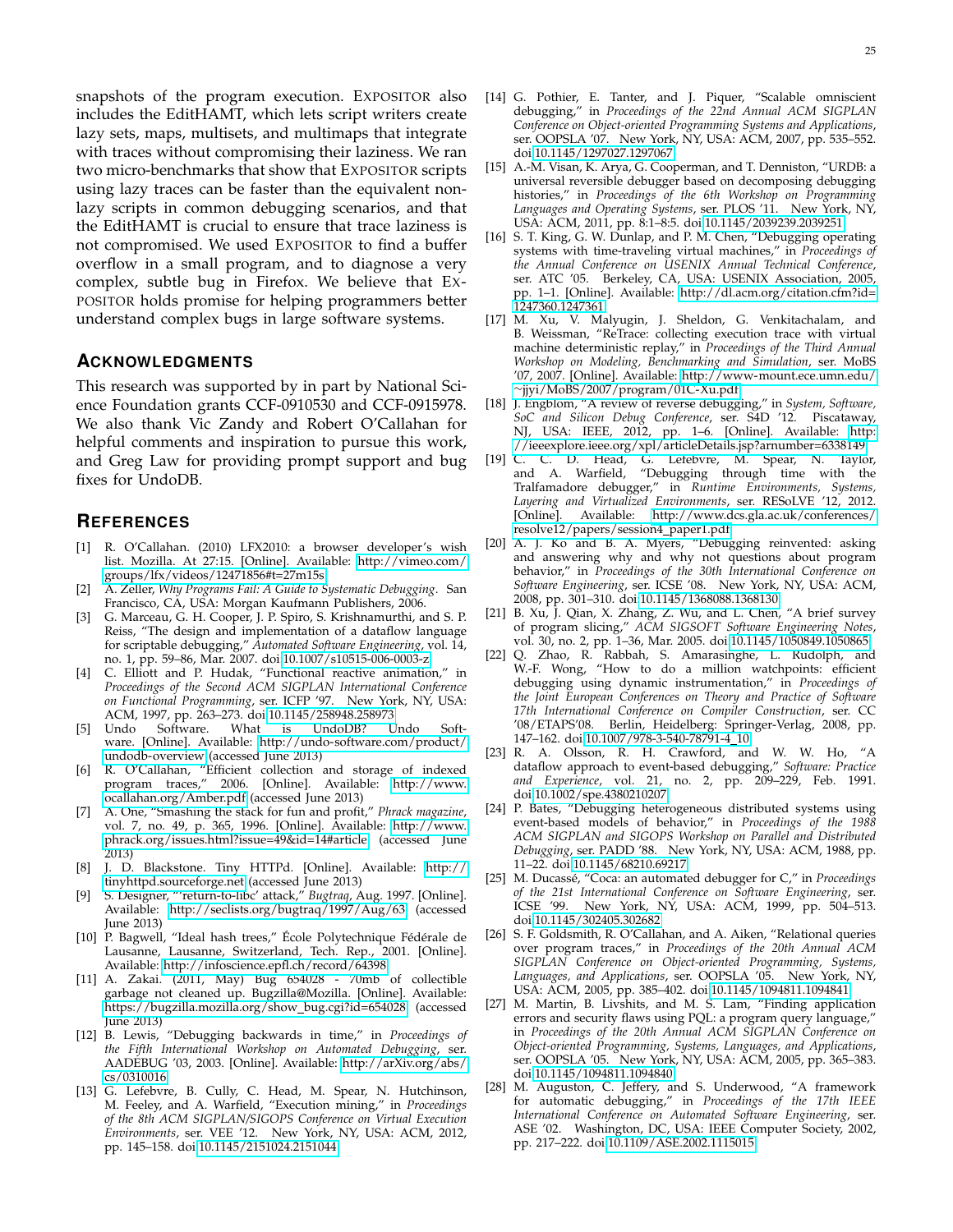snapshots of the program execution. EXPOSITOR also includes the EditHAMT, which lets script writers create lazy sets, maps, multisets, and multimaps that integrate with traces without compromising their laziness. We ran two micro-benchmarks that show that EXPOSITOR scripts using lazy traces can be faster than the equivalent non-lazy scripts in common debugging scenarios, and that the EditHAMT is crucial to ensure that trace laziness is not compromised. We used EXPOSITOR to find a buffer overflow in a small program, and to diagnose a very complex, subtle bug in Firefox. We believe that EXPOSITOR holds promise for helping programmers better understand complex bugs in large software systems.

## ACKNOWLEDGMENTS

This research was supported by in part by National Science Foundation grants CCF-0910530 and CCF-0915978. We also thank Vic Zandy and Robert O'Callahan for helpful comments and inspiration to pursue this work, and Greg Law for providing prompt support and bug fixes for UndoDB.

## REFERENCES

[1] R. O'Callahan. (2010) LFX2010: a browser developer's wish list. Mozilla. At 27:15. [Online]. Available: http://vimeo.com/groups/lfx/videos/12471856#t=27m15s

[2] A. Zeller, *Why Programs Fail: A Guide to Systematic Debugging*. San Francisco, CA, USA: Morgan Kaufmann Publishers, 2006.

[3] G. Marceau, G. H. Cooper, J. P. Spiro, S. Krishnamurthi, and S. P. Reiss, "The design and implementation of a dataflow language for scriptable debugging," *Automated Software Engineering*, vol. 14, no. 1, pp. 59–86, Mar. 2007. doi:10.1007/s10515-006-0003-z

[4] C. Elliott and P. Hudak, "Functional reactive animation," in *Proceedings of the Second ACM SIGPLAN International Conference on Functional Programming*, ser. ICFP '97. New York, NY, USA: ACM, 1997, pp. 263–273. doi:10.1145/258948.258973

[5] Undo Software. What is UndoDB? Undo Software. [Online]. Available: http://undo-software.com/product/undodb-overview (accessed June 2013)

[6] R. O'Callahan, "Efficient collection and storage of indexed program traces," 2006. [Online]. Available: http://www.ocallahan.org/Amber.pdf (accessed June 2013)

[7] A. One, "Smashing the stack for fun and profit," *Phrack magazine*, vol. 7, no. 49, p. 365, 1996. [Online]. Available: http://www.phrack.org/issues.html?issue=49&id=14#article (accessed June 2013)

[8] J. D. Blackstone. Tiny HTTPd. [Online]. Available: http://tinyhttpd.sourceforge.net (accessed June 2013)

[9] S. Designer, "'return-to-libc' attack," *Bugtraq*, Aug. 1997. [Online]. Available: http://seclists.org/bugtraq/1997/Aug/63 (accessed June 2013)

[10] P. Bagwell, "Ideal hash trees," École Polytechnique Fédérale de Lausanne, Lausanne, Switzerland, Tech. Rep., 2001. [Online]. Available: http://infoscience.epfl.ch/record/64398

[11] A. Zakai. (2011, May) Bug 654028 - 70mb of collectible garbage not cleaned up. Bugzilla@Mozilla. [Online]. Available: https://bugzilla.mozilla.org/show_bug.cgi?id=654028 (accessed June 2013)

[12] B. Lewis, "Debugging backwards in time," in *Proceedings of the Fifth International Workshop on Automated Debugging*, ser. AADEBUG '03, 2003. [Online]. Available: http://arXiv.org/abs/cs/0310016

[13] G. Lefebvre, B. Cully, C. Head, M. Spear, N. Hutchinson, M. Feeley, and A. Warfield, "Execution mining," in *Proceedings of the 8th ACM SIGPLAN/SIGOPS Conference on Virtual Execution Environments*, ser. VEE '12. New York, NY, USA: ACM, 2012, pp. 145–158. doi:10.1145/2151024.2151044

[14] G. Pothier, E. Tanter, and J. Piquer, "Scalable omniscient debugging," in *Proceedings of the 22nd Annual ACM SIGPLAN Conference on Object-oriented Programming Systems and Applications*, ser. OOPSLA '07. New York, NY, USA: ACM, 2007, pp. 535–552. doi:10.1145/1297027.1297067

[15] A.-M. Visan, K. Arya, G. Cooperman, and T. Denniston, "URDB: a universal reversible debugger based on decomposing debugging histories," in *Proceedings of the 6th Workshop on Programming Languages and Operating Systems*, ser. PLOS '11. New York, NY, USA: ACM, 2011, pp. 8:1–8:5. doi:10.1145/2039239.2039251

[16] S. T. King, G. W. Dunlap, and P. M. Chen, "Debugging operating systems with time-traveling virtual machines," in *Proceedings of the Annual Conference on USENIX Annual Technical Conference*, ser. ATC '05. Berkeley, CA, USA: USENIX Association, 2005, pp. 1–1. [Online]. Available: http://dl.acm.org/citation.cfm?id=1247360.1247361

[17] M. Xu, V. Malyugin, J. Sheldon, G. Venkitachalam, and B. Weissman, "ReTrace: collecting execution trace with virtual machine deterministic replay," in *Proceedings of the Third Annual Workshop on Modeling, Benchmarking and Simulation*, ser. MoBS '07, 2007. [Online]. Available: http://www-mount.ece.umn.edu/~jjyi/MoBS/2007/program/01C-Xu.pdf

[18] J. Engblom, "A review of reverse debugging," in *System, Software, SoC and Silicon Debug Conference*, ser. S4D '12. Piscataway, NJ, USA: IEEE, 2012, pp. 1–6. [Online]. Available: http://ieeexplore.ieee.org/xpl/articleDetails.jsp?arnumber=6338149

[19] C. C. D. Head, G. Lefebvre, M. Spear, N. Taylor, and A. Warfield, "Debugging through time with the Tralfamadore debugger," in *Runtime Environments, Systems, Layering and Virtualized Environments*, ser. RESoLVE '12, 2012. [Online]. Available: http://www.dcs.gla.ac.uk/conferences/resolve12/papers/session4_paper1.pdf

[20] A. J. Ko and B. A. Myers, "Debugging reinvented: asking and answering why and why not questions about program behavior," in *Proceedings of the 30th International Conference on Software Engineering*, ser. ICSE '08. New York, NY, USA: ACM, 2008, pp. 301–310. doi:10.1145/1368088.1368130

[21] B. Xu, J. Qian, X. Zhang, Z. Wu, and L. Chen, "A brief survey of program slicing," *ACM SIGSOFT Software Engineering Notes*, vol. 30, no. 2, pp. 1–36, Mar. 2005. doi:10.1145/1050849.1050865

[22] Q. Zhao, R. Rabbah, S. Amarasinghe, L. Rudolph, and W.-F. Wong, "How to do a million watchpoints: efficient debugging using dynamic instrumentation," in *Proceedings of the Joint European Conferences on Theory and Practice of Software 17th International Conference on Compiler Construction*, ser. CC '08/ETAPS'08. Berlin, Heidelberg: Springer-Verlag, 2008, pp. 147–162. doi:10.1007/978-3-540-78791-4_10

[23] R. A. Olsson, R. H. Crawford, and W. W. Ho, "A dataflow approach to event-based debugging," *Software: Practice and Experience*, vol. 21, no. 2, pp. 209–229, Feb. 1991. doi:10.1002/spe.4380210207

[24] P. Bates, "Debugging heterogeneous distributed systems using event-based models of behavior," in *Proceedings of the 1988 ACM SIGPLAN and SIGOPS Workshop on Parallel and Distributed Debugging*, ser. PADD '88. New York, NY, USA: ACM, 1988, pp. 11–22. doi:10.1145/68210.69217

[25] M. Ducassé, "Coca: an automated debugger for C," in *Proceedings of the 21st International Conference on Software Engineering*, ser. ICSE '99. New York, NY, USA: ACM, 1999, pp. 504–513. doi:10.1145/302405.302682

[26] S. F. Goldsmith, R. O'Callahan, and A. Aiken, "Relational queries over program traces," in *Proceedings of the 20th Annual ACM SIGPLAN Conference on Object-oriented Programming, Systems, Languages, and Applications*, ser. OOPSLA '05. New York, NY, USA: ACM, 2005, pp. 385–402. doi:10.1145/1094811.1094841

[27] M. Martin, B. Livshits, and M. S. Lam, "Finding application errors and security flaws using PQL: a program query language," in *Proceedings of the 20th Annual ACM SIGPLAN Conference on Object-oriented Programming, Systems, Languages, and Applications*, ser. OOPSLA '05. New York, NY, USA: ACM, 2005, pp. 365–383. doi:10.1145/1094811.1094840

[28] M. Auguston, C. Jeffery, and S. Underwood, "A framework for automatic debugging," in *Proceedings of the 17th IEEE International Conference on Automated Software Engineering*, ser. ASE '02. Washington, DC, USA: IEEE Computer Society, 2002, pp. 217–222. doi:10.1109/ASE.2002.1115015